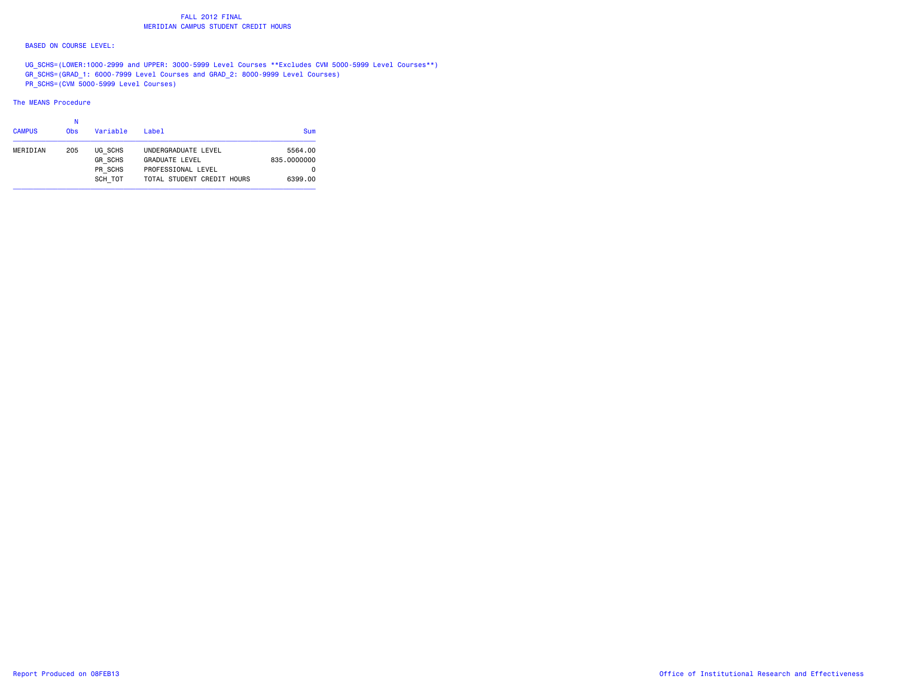# FALL 2012 FINAL
## MERIDIAN CAMPUS STUDENT CREDIT HOURS

BASED ON COURSE LEVEL:

UG_SCHS=(LOWER:1000-2999 and UPPER: 3000-5999 Level Courses **Excludes CVM 5000-5999 Level Courses**)
GR_SCHS=(GRAD_1: 6000-7999 Level Courses and GRAD_2: 8000-9999 Level Courses)
PR_SCHS=(CVM 5000-5999 Level Courses)

The MEANS Procedure

| CAMPUS | N Obs | Variable | Label | Sum |
|---|---|---|---|---|
| MERIDIAN | 205 | UG_SCHS | UNDERGRADUATE LEVEL | 5564.00 |
| | | GR_SCHS | GRADUATE LEVEL | 835.0000000 |
| | | PR_SCHS | PROFESSIONAL LEVEL | 0 |
| | | SCH_TOT | TOTAL STUDENT CREDIT HOURS | 6399.00 |

Report Produced on 08FEB13

Office of Institutional Research and Effectiveness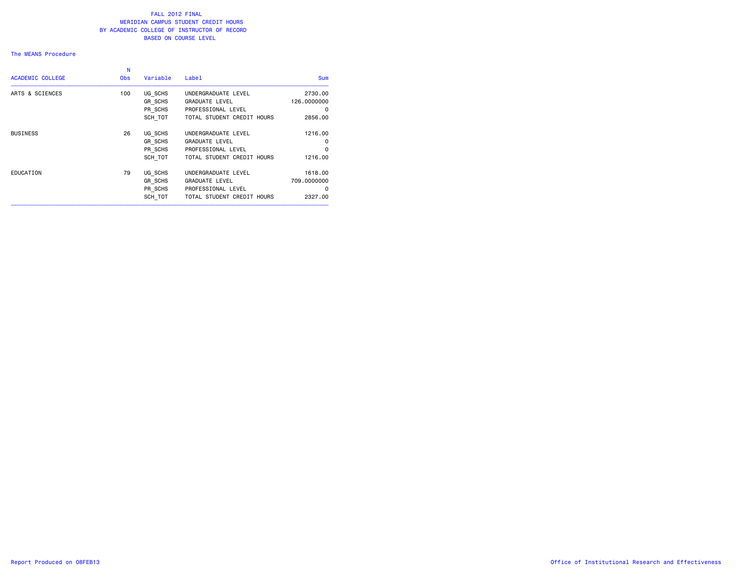# FALL 2012 FINAL
# MERIDIAN CAMPUS STUDENT CREDIT HOURS
# BY ACADEMIC COLLEGE OF INSTRUCTOR OF RECORD
# BASED ON COURSE LEVEL

The MEANS Procedure

| ACADEMIC COLLEGE | N Obs | Variable | Label | Sum |
|---|---|---|---|---|
| ARTS & SCIENCES | 100 | UG_SCHS | UNDERGRADUATE LEVEL | 2730.00 |
| | | GR_SCHS | GRADUATE LEVEL | 126.0000000 |
| | | PR_SCHS | PROFESSIONAL LEVEL | 0 |
| | | SCH_TOT | TOTAL STUDENT CREDIT HOURS | 2856.00 |
| BUSINESS | 26 | UG_SCHS | UNDERGRADUATE LEVEL | 1216.00 |
| | | GR_SCHS | GRADUATE LEVEL | 0 |
| | | PR_SCHS | PROFESSIONAL LEVEL | 0 |
| | | SCH_TOT | TOTAL STUDENT CREDIT HOURS | 1216.00 |
| EDUCATION | 79 | UG_SCHS | UNDERGRADUATE LEVEL | 1618.00 |
| | | GR_SCHS | GRADUATE LEVEL | 709.0000000 |
| | | PR_SCHS | PROFESSIONAL LEVEL | 0 |
| | | SCH_TOT | TOTAL STUDENT CREDIT HOURS | 2327.00 |

Report Produced on 08FEB13

Office of Institutional Research and Effectiveness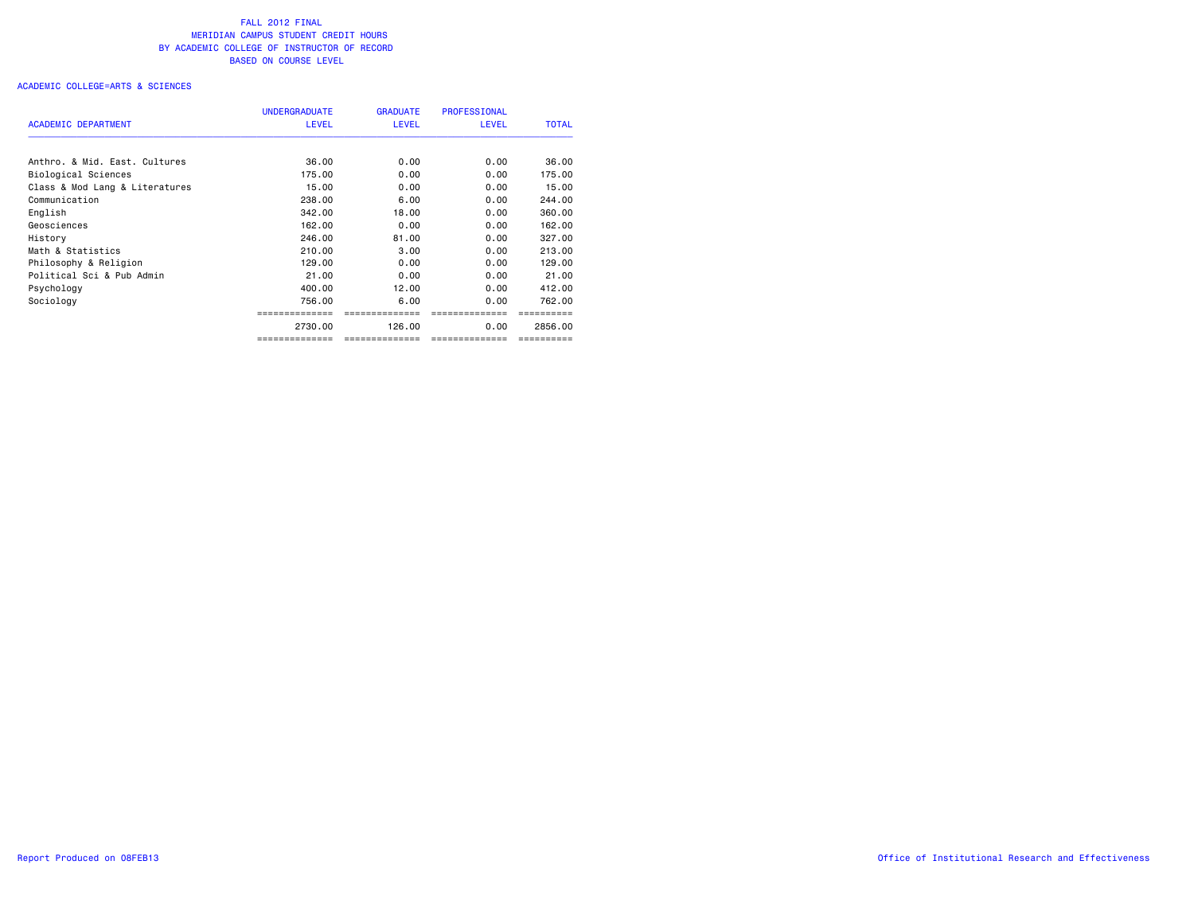# FALL 2012 FINAL
## MERIDIAN CAMPUS STUDENT CREDIT HOURS
## BY ACADEMIC COLLEGE OF INSTRUCTOR OF RECORD
## BASED ON COURSE LEVEL

ACADEMIC COLLEGE=ARTS & SCIENCES

| ACADEMIC DEPARTMENT | UNDERGRADUATE LEVEL | GRADUATE LEVEL | PROFESSIONAL LEVEL | TOTAL |
|---|---|---|---|---|
| Anthro. & Mid. East. Cultures | 36.00 | 0.00 | 0.00 | 36.00 |
| Biological Sciences | 175.00 | 0.00 | 0.00 | 175.00 |
| Class & Mod Lang & Literatures | 15.00 | 0.00 | 0.00 | 15.00 |
| Communication | 238.00 | 6.00 | 0.00 | 244.00 |
| English | 342.00 | 18.00 | 0.00 | 360.00 |
| Geosciences | 162.00 | 0.00 | 0.00 | 162.00 |
| History | 246.00 | 81.00 | 0.00 | 327.00 |
| Math & Statistics | 210.00 | 3.00 | 0.00 | 213.00 |
| Philosophy & Religion | 129.00 | 0.00 | 0.00 | 129.00 |
| Political Sci & Pub Admin | 21.00 | 0.00 | 0.00 | 21.00 |
| Psychology | 400.00 | 12.00 | 0.00 | 412.00 |
| Sociology | 756.00 | 6.00 | 0.00 | 762.00 |
| | 2730.00 | 126.00 | 0.00 | 2856.00 |

Report Produced on 08FEB13

Office of Institutional Research and Effectiveness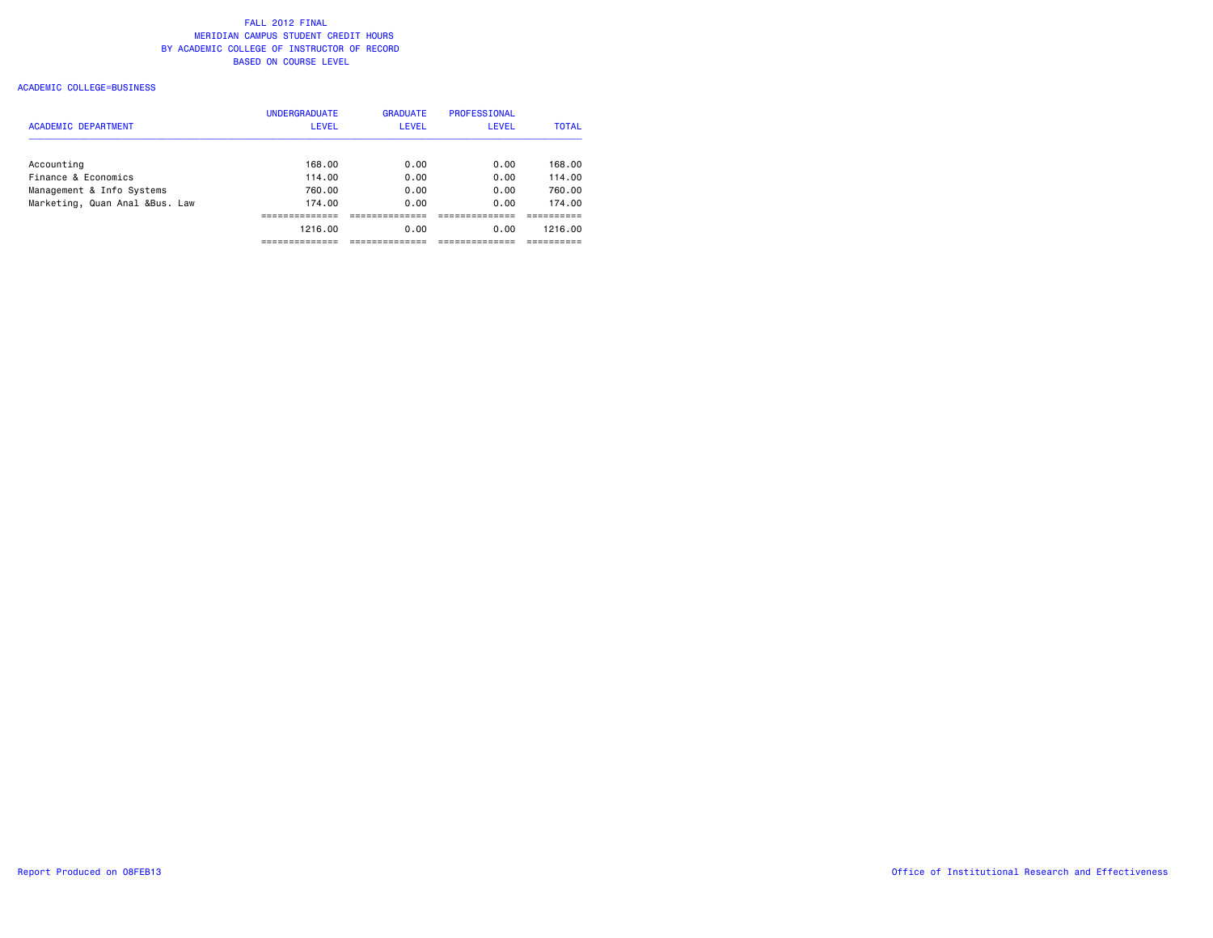# FALL 2012 FINAL
## MERIDIAN CAMPUS STUDENT CREDIT HOURS
## BY ACADEMIC COLLEGE OF INSTRUCTOR OF RECORD
## BASED ON COURSE LEVEL

ACADEMIC COLLEGE=BUSINESS

| ACADEMIC DEPARTMENT | UNDERGRADUATE LEVEL | GRADUATE LEVEL | PROFESSIONAL LEVEL | TOTAL |
|---|---|---|---|---|
| Accounting | 168.00 | 0.00 | 0.00 | 168.00 |
| Finance & Economics | 114.00 | 0.00 | 0.00 | 114.00 |
| Management & Info Systems | 760.00 | 0.00 | 0.00 | 760.00 |
| Marketing, Quan Anal &Bus. Law | 174.00 | 0.00 | 0.00 | 174.00 |
| | 1216.00 | 0.00 | 0.00 | 1216.00 |

Report Produced on 08FEB13

Office of Institutional Research and Effectiveness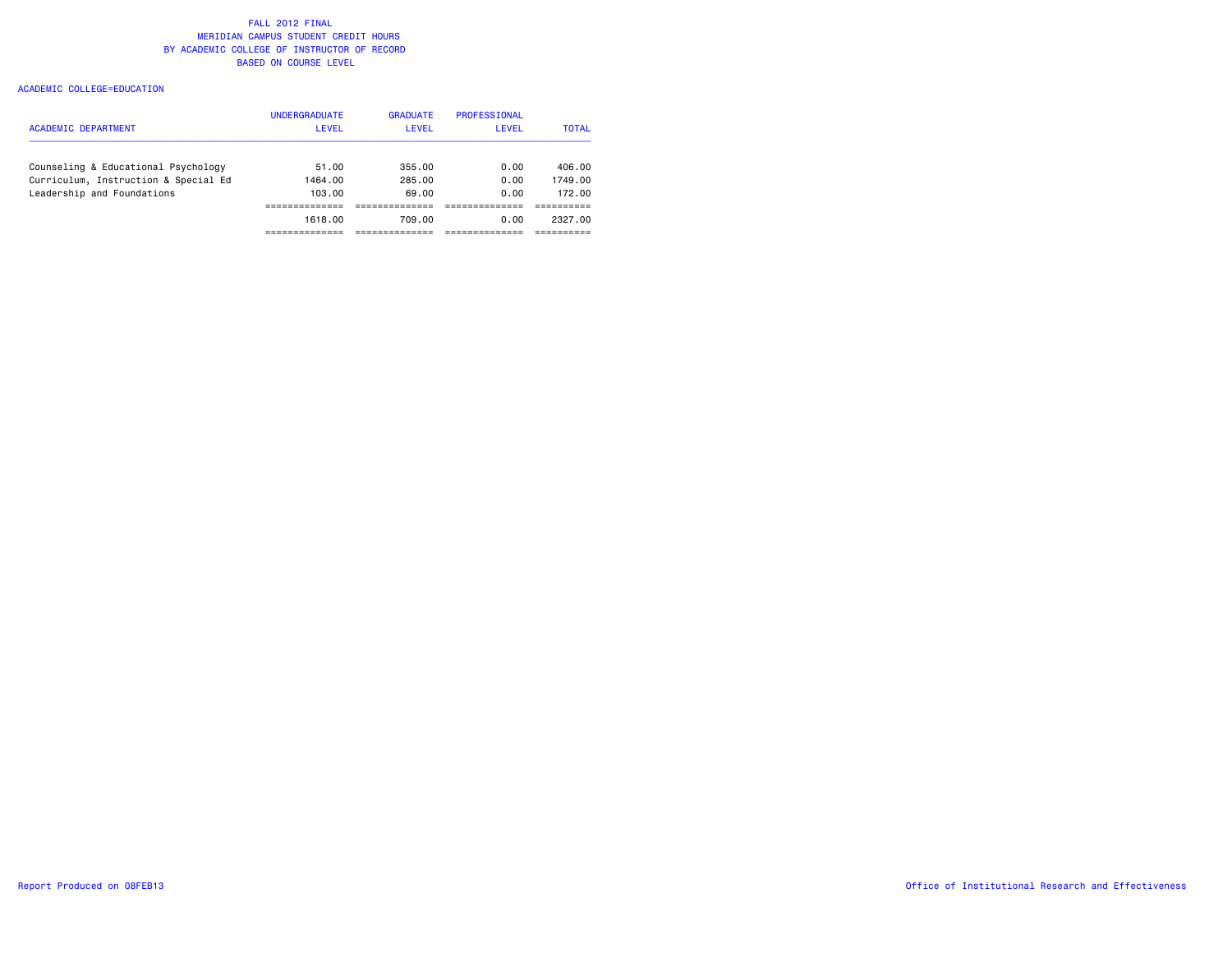# FALL 2012 FINAL
## MERIDIAN CAMPUS STUDENT CREDIT HOURS
## BY ACADEMIC COLLEGE OF INSTRUCTOR OF RECORD
## BASED ON COURSE LEVEL

ACADEMIC COLLEGE=EDUCATION

| ACADEMIC DEPARTMENT | UNDERGRADUATE LEVEL | GRADUATE LEVEL | PROFESSIONAL LEVEL | TOTAL |
|---|---|---|---|---|
| Counseling & Educational Psychology | 51.00 | 355.00 | 0.00 | 406.00 |
| Curriculum, Instruction & Special Ed | 1464.00 | 285.00 | 0.00 | 1749.00 |
| Leadership and Foundations | 103.00 | 69.00 | 0.00 | 172.00 |
| | 1618.00 | 709.00 | 0.00 | 2327.00 |

Report Produced on 08FEB13

Office of Institutional Research and Effectiveness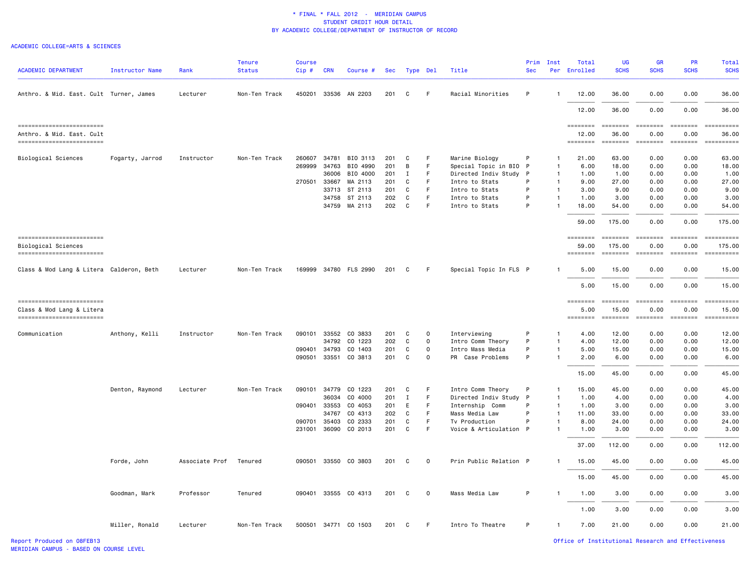\* FINAL \* FALL 2012 - MERIDIAN CAMPUS
STUDENT CREDIT HOUR DETAIL
BY ACADEMIC COLLEGE/DEPARTMENT OF INSTRUCTOR OF RECORD

ACADEMIC COLLEGE=ARTS & SCIENCES

| ACADEMIC DEPARTMENT | Instructor Name | Rank | Tenure Status | Course Cip # | CRN | Course # | Sec | Type | Del | Title | Prim Sec | Inst Per | Total Enrolled | UG SCHS | GR SCHS | PR SCHS | Total SCHS |
|---|---|---|---|---|---|---|---|---|---|---|---|---|---|---|---|---|---|
| Anthro. & Mid. East. Cult | Turner, James | Lecturer | Non-Ten Track | 450201 | 33536 | AN 2203 | 201 | C | F | Racial Minorities | P | 1 | 12.00 | 36.00 | 0.00 | 0.00 | 36.00 |
| | | | | | | | | | | | | | 12.00 | 36.00 | 0.00 | 0.00 | 36.00 |
| Anthro. & Mid. East. Cult | | | | | | | | | | | | | 12.00 | 36.00 | 0.00 | 0.00 | 36.00 |
| Biological Sciences | Fogarty, Jarrod | Instructor | Non-Ten Track | 260607 | 34781 | BIO 3113 | 201 | C | F | Marine Biology | P | 1 | 21.00 | 63.00 | 0.00 | 0.00 | 63.00 |
| | | | | 269999 | 34763 | BIO 4990 | 201 | B | F | Special Topic in BIO | P | 1 | 6.00 | 18.00 | 0.00 | 0.00 | 18.00 |
| | | | | | 36006 | BIO 4000 | 201 | I | F | Directed Indiv Study | P | 1 | 1.00 | 1.00 | 0.00 | 0.00 | 1.00 |
| | | | | 270501 | 33667 | MA 2113 | 201 | C | F | Intro to Stats | P | 1 | 9.00 | 27.00 | 0.00 | 0.00 | 27.00 |
| | | | | | 33713 | ST 2113 | 201 | C | F | Intro to Stats | P | 1 | 3.00 | 9.00 | 0.00 | 0.00 | 9.00 |
| | | | | | 34758 | ST 2113 | 202 | C | F | Intro to Stats | P | 1 | 1.00 | 3.00 | 0.00 | 0.00 | 3.00 |
| | | | | | 34759 | MA 2113 | 202 | C | F | Intro to Stats | P | 1 | 18.00 | 54.00 | 0.00 | 0.00 | 54.00 |
| | | | | | | | | | | | | | 59.00 | 175.00 | 0.00 | 0.00 | 175.00 |
| Biological Sciences | | | | | | | | | | | | | 59.00 | 175.00 | 0.00 | 0.00 | 175.00 |
| Class & Mod Lang & Litera | Calderon, Beth | Lecturer | Non-Ten Track | 169999 | 34780 | FLS 2990 | 201 | C | F | Special Topic In FLS | P | 1 | 5.00 | 15.00 | 0.00 | 0.00 | 15.00 |
| | | | | | | | | | | | | | 5.00 | 15.00 | 0.00 | 0.00 | 15.00 |
| Class & Mod Lang & Litera | | | | | | | | | | | | | 5.00 | 15.00 | 0.00 | 0.00 | 15.00 |
| Communication | Anthony, Kelli | Instructor | Non-Ten Track | 090101 | 33552 | CO 3833 | 201 | C | O | Interviewing | P | 1 | 4.00 | 12.00 | 0.00 | 0.00 | 12.00 |
| | | | | | 34792 | CO 1223 | 202 | C | O | Intro Comm Theory | P | 1 | 4.00 | 12.00 | 0.00 | 0.00 | 12.00 |
| | | | | 090401 | 34793 | CO 1403 | 201 | C | O | Intro Mass Media | P | 1 | 5.00 | 15.00 | 0.00 | 0.00 | 15.00 |
| | | | | 090501 | 33551 | CO 3813 | 201 | C | O | PR Case Problems | P | 1 | 2.00 | 6.00 | 0.00 | 0.00 | 6.00 |
| | | | | | | | | | | | | | 15.00 | 45.00 | 0.00 | 0.00 | 45.00 |
| | Denton, Raymond | Lecturer | Non-Ten Track | 090101 | 34779 | CO 1223 | 201 | C | F | Intro Comm Theory | P | 1 | 15.00 | 45.00 | 0.00 | 0.00 | 45.00 |
| | | | | | 36034 | CO 4000 | 201 | I | F | Directed Indiv Study | P | 1 | 1.00 | 4.00 | 0.00 | 0.00 | 4.00 |
| | | | | 090401 | 33553 | CO 4053 | 201 | E | F | Internship Comm | P | 1 | 1.00 | 3.00 | 0.00 | 0.00 | 3.00 |
| | | | | | 34767 | CO 4313 | 202 | C | F | Mass Media Law | P | 1 | 11.00 | 33.00 | 0.00 | 0.00 | 33.00 |
| | | | | 090701 | 35403 | CO 2333 | 201 | C | F | Tv Production | P | 1 | 8.00 | 24.00 | 0.00 | 0.00 | 24.00 |
| | | | | 231001 | 36090 | CO 2013 | 201 | C | F | Voice & Articulation | P | 1 | 1.00 | 3.00 | 0.00 | 0.00 | 3.00 |
| | | | | | | | | | | | | | 37.00 | 112.00 | 0.00 | 0.00 | 112.00 |
| | Forde, John | Associate Prof | Tenured | 090501 | 33550 | CO 3803 | 201 | C | O | Prin Public Relation | P | 1 | 15.00 | 45.00 | 0.00 | 0.00 | 45.00 |
| | | | | | | | | | | | | | 15.00 | 45.00 | 0.00 | 0.00 | 45.00 |
| | Goodman, Mark | Professor | Tenured | 090401 | 33555 | CO 4313 | 201 | C | O | Mass Media Law | P | 1 | 1.00 | 3.00 | 0.00 | 0.00 | 3.00 |
| | | | | | | | | | | | | | 1.00 | 3.00 | 0.00 | 0.00 | 3.00 |
| | Miller, Ronald | Lecturer | Non-Ten Track | 500501 | 34771 | CO 1503 | 201 | C | F | Intro To Theatre | P | 1 | 7.00 | 21.00 | 0.00 | 0.00 | 21.00 |

Report Produced on 08FEB13
MERIDIAN CAMPUS - BASED ON COURSE LEVEL

Office of Institutional Research and Effectiveness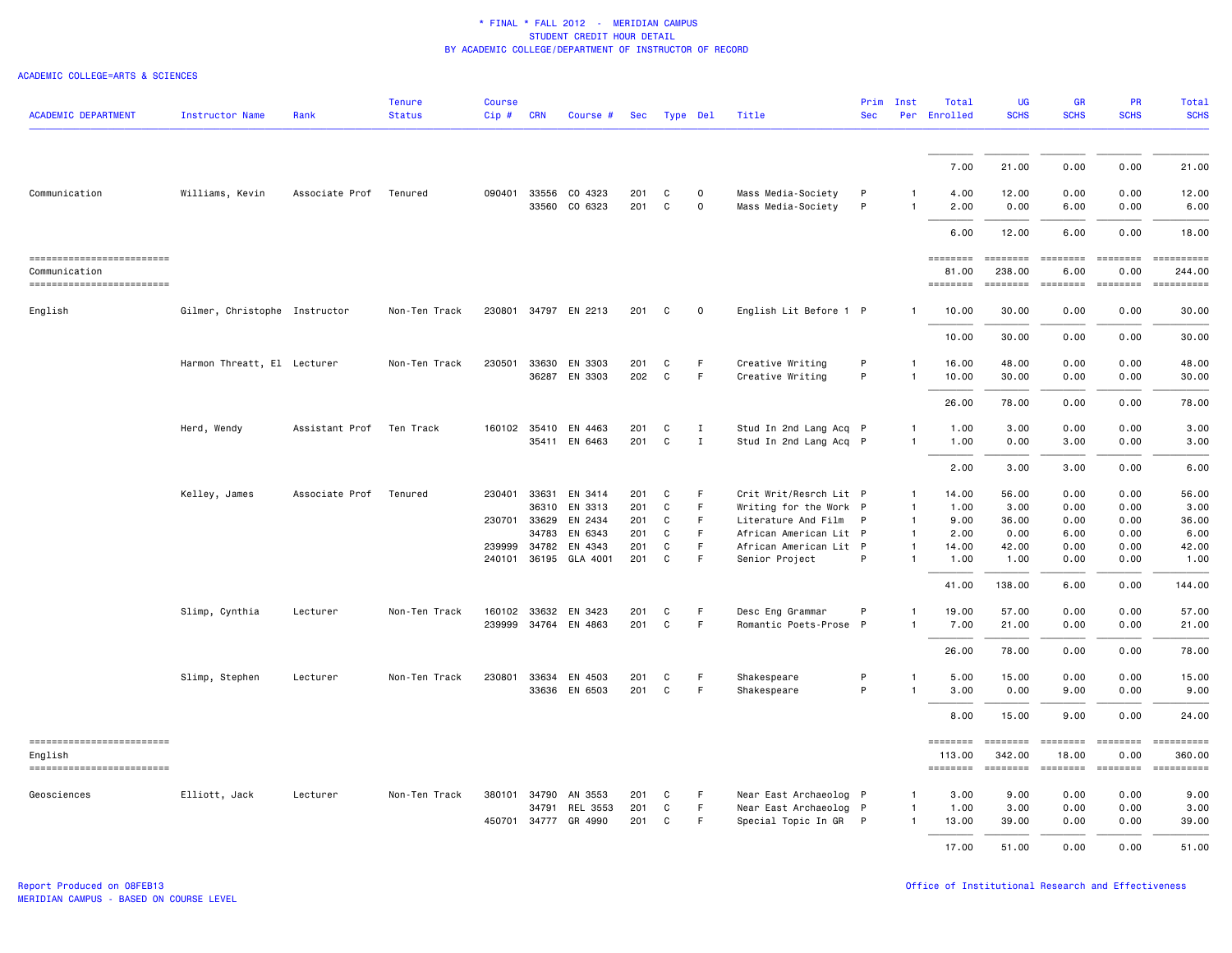\* FINAL \* FALL 2012 - MERIDIAN CAMPUS
STUDENT CREDIT HOUR DETAIL
BY ACADEMIC COLLEGE/DEPARTMENT OF INSTRUCTOR OF RECORD

ACADEMIC COLLEGE=ARTS & SCIENCES

| ACADEMIC DEPARTMENT | Instructor Name | Rank | Tenure Status | Course Cip # | CRN | Course # | Sec | Type | Del | Title | Prim Sec | Inst Per | Total Enrolled | UG SCHS | GR SCHS | PR SCHS | Total SCHS |
|---|---|---|---|---|---|---|---|---|---|---|---|---|---|---|---|---|---|
| | | | | | | | | | | | | | 7.00 | 21.00 | 0.00 | 0.00 | 21.00 |
| Communication | Williams, Kevin | Associate Prof | Tenured | 090401 | 33556 | CO 4323 | 201 | C | O | Mass Media-Society | P | 1 | 4.00 | 12.00 | 0.00 | 0.00 | 12.00 |
| | | | | | 33560 | CO 6323 | 201 | C | O | Mass Media-Society | P | 1 | 2.00 | 0.00 | 6.00 | 0.00 | 6.00 |
| | | | | | | | | | | | | | 6.00 | 12.00 | 6.00 | 0.00 | 18.00 |
| Communication | | | | | | | | | | | | | 81.00 | 238.00 | 6.00 | 0.00 | 244.00 |
| English | Gilmer, Christophe | Instructor | Non-Ten Track | 230801 | 34797 | EN 2213 | 201 | C | O | English Lit Before 1 | P | 1 | 10.00 | 30.00 | 0.00 | 0.00 | 30.00 |
| | | | | | | | | | | | | | 10.00 | 30.00 | 0.00 | 0.00 | 30.00 |
| | Harmon Threatt, El | Lecturer | Non-Ten Track | 230501 | 33630 | EN 3303 | 201 | C | F | Creative Writing | P | 1 | 16.00 | 48.00 | 0.00 | 0.00 | 48.00 |
| | | | | | 36287 | EN 3303 | 202 | C | F | Creative Writing | P | 1 | 10.00 | 30.00 | 0.00 | 0.00 | 30.00 |
| | | | | | | | | | | | | | 26.00 | 78.00 | 0.00 | 0.00 | 78.00 |
| | Herd, Wendy | Assistant Prof | Ten Track | 160102 | 35410 | EN 4463 | 201 | C | I | Stud In 2nd Lang Acq | P | 1 | 1.00 | 3.00 | 0.00 | 0.00 | 3.00 |
| | | | | | 35411 | EN 6463 | 201 | C | I | Stud In 2nd Lang Acq | P | 1 | 1.00 | 0.00 | 3.00 | 0.00 | 3.00 |
| | | | | | | | | | | | | | 2.00 | 3.00 | 3.00 | 0.00 | 6.00 |
| | Kelley, James | Associate Prof | Tenured | 230401 | 33631 | EN 3414 | 201 | C | F | Crit Writ/Resrch Lit | P | 1 | 14.00 | 56.00 | 0.00 | 0.00 | 56.00 |
| | | | | | 36310 | EN 3313 | 201 | C | F | Writing for the Work | P | 1 | 1.00 | 3.00 | 0.00 | 0.00 | 3.00 |
| | | | | 230701 | 33629 | EN 2434 | 201 | C | F | Literature And Film | P | 1 | 9.00 | 36.00 | 0.00 | 0.00 | 36.00 |
| | | | | | 34783 | EN 6343 | 201 | C | F | African American Lit | P | 1 | 2.00 | 0.00 | 6.00 | 0.00 | 6.00 |
| | | | | 239999 | 34782 | EN 4343 | 201 | C | F | African American Lit | P | 1 | 14.00 | 42.00 | 0.00 | 0.00 | 42.00 |
| | | | | 240101 | 36195 | GLA 4001 | 201 | C | F | Senior Project | P | 1 | 1.00 | 1.00 | 0.00 | 0.00 | 1.00 |
| | | | | | | | | | | | | | 41.00 | 138.00 | 6.00 | 0.00 | 144.00 |
| | Slimp, Cynthia | Lecturer | Non-Ten Track | 160102 | 33632 | EN 3423 | 201 | C | F | Desc Eng Grammar | P | 1 | 19.00 | 57.00 | 0.00 | 0.00 | 57.00 |
| | | | | 239999 | 34764 | EN 4863 | 201 | C | F | Romantic Poets-Prose | P | 1 | 7.00 | 21.00 | 0.00 | 0.00 | 21.00 |
| | | | | | | | | | | | | | 26.00 | 78.00 | 0.00 | 0.00 | 78.00 |
| | Slimp, Stephen | Lecturer | Non-Ten Track | 230801 | 33634 | EN 4503 | 201 | C | F | Shakespeare | P | 1 | 5.00 | 15.00 | 0.00 | 0.00 | 15.00 |
| | | | | | 33636 | EN 6503 | 201 | C | F | Shakespeare | P | 1 | 3.00 | 0.00 | 9.00 | 0.00 | 9.00 |
| | | | | | | | | | | | | | 8.00 | 15.00 | 9.00 | 0.00 | 24.00 |
| English | | | | | | | | | | | | | 113.00 | 342.00 | 18.00 | 0.00 | 360.00 |
| Geosciences | Elliott, Jack | Lecturer | Non-Ten Track | 380101 | 34790 | AN 3553 | 201 | C | F | Near East Archaeolog | P | 1 | 3.00 | 9.00 | 0.00 | 0.00 | 9.00 |
| | | | | | 34791 | REL 3553 | 201 | C | F | Near East Archaeolog | P | 1 | 1.00 | 3.00 | 0.00 | 0.00 | 3.00 |
| | | | | 450701 | 34777 | GR 4990 | 201 | C | F | Special Topic In GR | P | 1 | 13.00 | 39.00 | 0.00 | 0.00 | 39.00 |
| | | | | | | | | | | | | | 17.00 | 51.00 | 0.00 | 0.00 | 51.00 |

Report Produced on 08FEB13
MERIDIAN CAMPUS - BASED ON COURSE LEVEL

Office of Institutional Research and Effectiveness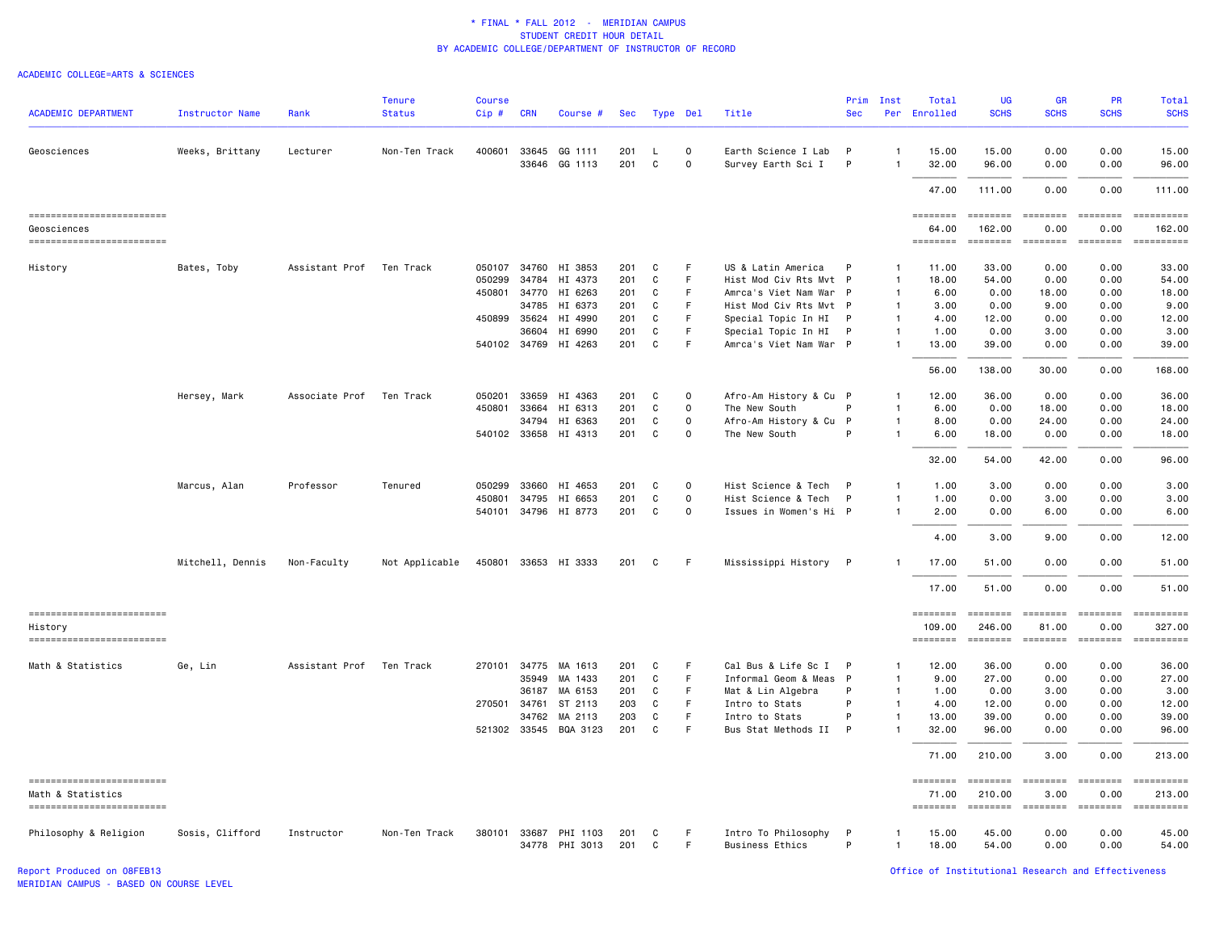\* FINAL \* FALL 2012 - MERIDIAN CAMPUS
STUDENT CREDIT HOUR DETAIL
BY ACADEMIC COLLEGE/DEPARTMENT OF INSTRUCTOR OF RECORD

ACADEMIC COLLEGE=ARTS & SCIENCES

| ACADEMIC DEPARTMENT | Instructor Name | Rank | Tenure Status | Course Cip # | CRN | Course # | Sec | Type | Del | Title | Prim Sec | Inst Per | Total Enrolled | UG SCHS | GR SCHS | PR SCHS | Total SCHS |
|---|---|---|---|---|---|---|---|---|---|---|---|---|---|---|---|---|---|
| Geosciences | Weeks, Brittany | Lecturer | Non-Ten Track | 400601 | 33645 | GG 1111 | 201 | L | O | Earth Science I Lab | P | 1 | 15.00 | 15.00 | 0.00 | 0.00 | 15.00 |
| | | | | | 33646 | GG 1113 | 201 | C | O | Survey Earth Sci I | P | 1 | 32.00 | 96.00 | 0.00 | 0.00 | 96.00 |
| | | | | | | | | | | | | | 47.00 | 111.00 | 0.00 | 0.00 | 111.00 |
| Geosciences | | | | | | | | | | | | | 64.00 | 162.00 | 0.00 | 0.00 | 162.00 |
| History | Bates, Toby | Assistant Prof | Ten Track | 050107 | 34760 | HI 3853 | 201 | C | F | US & Latin America | P | 1 | 11.00 | 33.00 | 0.00 | 0.00 | 33.00 |
| | | | | 050299 | 34784 | HI 4373 | 201 | C | F | Hist Mod Civ Rts Mvt | P | 1 | 18.00 | 54.00 | 0.00 | 0.00 | 54.00 |
| | | | | 450801 | 34770 | HI 6263 | 201 | C | F | Amrca's Viet Nam War | P | 1 | 6.00 | 0.00 | 18.00 | 0.00 | 18.00 |
| | | | | | 34785 | HI 6373 | 201 | C | F | Hist Mod Civ Rts Mvt | P | 1 | 3.00 | 0.00 | 9.00 | 0.00 | 9.00 |
| | | | | 450899 | 35624 | HI 4990 | 201 | C | F | Special Topic In HI | P | 1 | 4.00 | 12.00 | 0.00 | 0.00 | 12.00 |
| | | | | | 36604 | HI 6990 | 201 | C | F | Special Topic In HI | P | 1 | 1.00 | 0.00 | 3.00 | 0.00 | 3.00 |
| | | | | 540102 | 34769 | HI 4263 | 201 | C | F | Amrca's Viet Nam War | P | 1 | 13.00 | 39.00 | 0.00 | 0.00 | 39.00 |
| | | | | | | | | | | | | | 56.00 | 138.00 | 30.00 | 0.00 | 168.00 |
| | Hersey, Mark | Associate Prof | Ten Track | 050201 | 33659 | HI 4363 | 201 | C | O | Afro-Am History & Cu | P | 1 | 12.00 | 36.00 | 0.00 | 0.00 | 36.00 |
| | | | | 450801 | 33664 | HI 6313 | 201 | C | O | The New South | P | 1 | 6.00 | 0.00 | 18.00 | 0.00 | 18.00 |
| | | | | | 34794 | HI 6363 | 201 | C | O | Afro-Am History & Cu | P | 1 | 8.00 | 0.00 | 24.00 | 0.00 | 24.00 |
| | | | | 540102 | 33658 | HI 4313 | 201 | C | O | The New South | P | 1 | 6.00 | 18.00 | 0.00 | 0.00 | 18.00 |
| | | | | | | | | | | | | | 32.00 | 54.00 | 42.00 | 0.00 | 96.00 |
| | Marcus, Alan | Professor | Tenured | 050299 | 33660 | HI 4653 | 201 | C | O | Hist Science & Tech | P | 1 | 1.00 | 3.00 | 0.00 | 0.00 | 3.00 |
| | | | | 450801 | 34795 | HI 6653 | 201 | C | O | Hist Science & Tech | P | 1 | 1.00 | 0.00 | 3.00 | 0.00 | 3.00 |
| | | | | 540101 | 34796 | HI 8773 | 201 | C | O | Issues in Women's Hi | P | 1 | 2.00 | 0.00 | 6.00 | 0.00 | 6.00 |
| | | | | | | | | | | | | | 4.00 | 3.00 | 9.00 | 0.00 | 12.00 |
| | Mitchell, Dennis | Non-Faculty | Not Applicable | 450801 | 33653 | HI 3333 | 201 | C | F | Mississippi History | P | 1 | 17.00 | 51.00 | 0.00 | 0.00 | 51.00 |
| | | | | | | | | | | | | | 17.00 | 51.00 | 0.00 | 0.00 | 51.00 |
| History | | | | | | | | | | | | | 109.00 | 246.00 | 81.00 | 0.00 | 327.00 |
| Math & Statistics | Ge, Lin | Assistant Prof | Ten Track | 270101 | 34775 | MA 1613 | 201 | C | F | Cal Bus & Life Sc I | P | 1 | 12.00 | 36.00 | 0.00 | 0.00 | 36.00 |
| | | | | | 35949 | MA 1433 | 201 | C | F | Informal Geom & Meas | P | 1 | 9.00 | 27.00 | 0.00 | 0.00 | 27.00 |
| | | | | | 36187 | MA 6153 | 201 | C | F | Mat & Lin Algebra | P | 1 | 1.00 | 0.00 | 3.00 | 0.00 | 3.00 |
| | | | | 270501 | 34761 | ST 2113 | 203 | C | F | Intro to Stats | P | 1 | 4.00 | 12.00 | 0.00 | 0.00 | 12.00 |
| | | | | | 34762 | MA 2113 | 203 | C | F | Intro to Stats | P | 1 | 13.00 | 39.00 | 0.00 | 0.00 | 39.00 |
| | | | | 521302 | 33545 | BQA 3123 | 201 | C | F | Bus Stat Methods II | P | 1 | 32.00 | 96.00 | 0.00 | 0.00 | 96.00 |
| | | | | | | | | | | | | | 71.00 | 210.00 | 3.00 | 0.00 | 213.00 |
| Math & Statistics | | | | | | | | | | | | | 71.00 | 210.00 | 3.00 | 0.00 | 213.00 |
| Philosophy & Religion | Sosis, Clifford | Instructor | Non-Ten Track | 380101 | 33687 | PHI 1103 | 201 | C | F | Intro To Philosophy | P | 1 | 15.00 | 45.00 | 0.00 | 0.00 | 45.00 |
| | | | | | 34778 | PHI 3013 | 201 | C | F | Business Ethics | P | 1 | 18.00 | 54.00 | 0.00 | 0.00 | 54.00 |

Report Produced on 08FEB13
MERIDIAN CAMPUS - BASED ON COURSE LEVEL

Office of Institutional Research and Effectiveness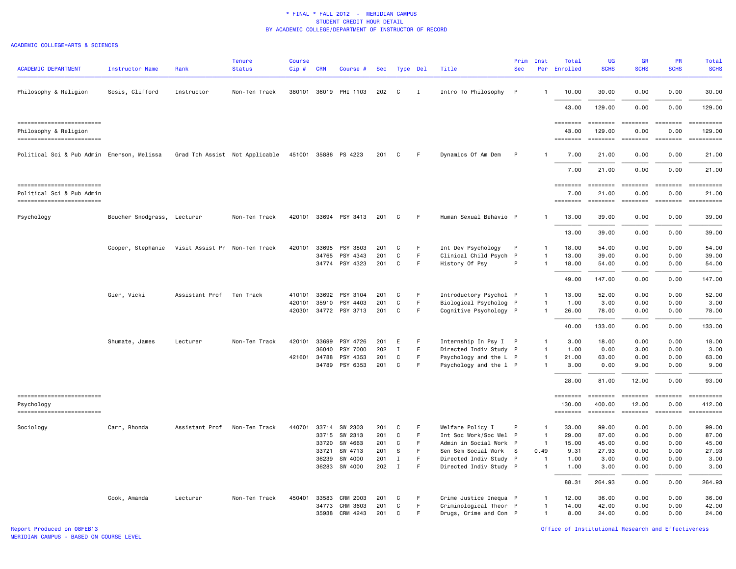\* FINAL \* FALL 2012 - MERIDIAN CAMPUS
STUDENT CREDIT HOUR DETAIL
BY ACADEMIC COLLEGE/DEPARTMENT OF INSTRUCTOR OF RECORD

ACADEMIC COLLEGE=ARTS & SCIENCES

| ACADEMIC DEPARTMENT | Instructor Name | Rank | Tenure Status | Course Cip # | CRN | Course # | Sec | Type | Del | Title | Prim Sec | Inst Per | Total Enrolled | UG SCHS | GR SCHS | PR SCHS | Total SCHS |
|---|---|---|---|---|---|---|---|---|---|---|---|---|---|---|---|---|---|
| Philosophy & Religion | Sosis, Clifford | Instructor | Non-Ten Track | 380101 | 36019 | PHI 1103 | 202 | C | I | Intro To Philosophy | P | 1 | 10.00 | 30.00 | 0.00 | 0.00 | 30.00 |
| | | | | | | | | | | | | | 43.00 | 129.00 | 0.00 | 0.00 | 129.00 |
| Philosophy & Religion | | | | | | | | | | | | | 43.00 | 129.00 | 0.00 | 0.00 | 129.00 |
| Political Sci & Pub Admin | Emerson, Melissa | Grad Tch Assist | Not Applicable | 451001 | 35886 | PS 4223 | 201 | C | F | Dynamics Of Am Dem | P | 1 | 7.00 | 21.00 | 0.00 | 0.00 | 21.00 |
| | | | | | | | | | | | | | 7.00 | 21.00 | 0.00 | 0.00 | 21.00 |
| Political Sci & Pub Admin | | | | | | | | | | | | | 7.00 | 21.00 | 0.00 | 0.00 | 21.00 |
| Psychology | Boucher Snodgrass, | Lecturer | Non-Ten Track | 420101 | 33694 | PSY 3413 | 201 | C | F | Human Sexual Behavio | P | 1 | 13.00 | 39.00 | 0.00 | 0.00 | 39.00 |
| | | | | | | | | | | | | | 13.00 | 39.00 | 0.00 | 0.00 | 39.00 |
| | Cooper, Stephanie | Visit Assist Pr | Non-Ten Track | 420101 | 33695 | PSY 3803 | 201 | C | F | Int Dev Psychology | P | 1 | 18.00 | 54.00 | 0.00 | 0.00 | 54.00 |
| | | | | | 34765 | PSY 4343 | 201 | C | F | Clinical Child Psych | P | 1 | 13.00 | 39.00 | 0.00 | 0.00 | 39.00 |
| | | | | | 34774 | PSY 4323 | 201 | C | F | History Of Psy | P | 1 | 18.00 | 54.00 | 0.00 | 0.00 | 54.00 |
| | | | | | | | | | | | | | 49.00 | 147.00 | 0.00 | 0.00 | 147.00 |
| | Gier, Vicki | Assistant Prof | Ten Track | 410101 | 33692 | PSY 3104 | 201 | C | F | Introductory Psychol | P | 1 | 13.00 | 52.00 | 0.00 | 0.00 | 52.00 |
| | | | | 420101 | 35910 | PSY 4403 | 201 | C | F | Biological Psycholog | P | 1 | 1.00 | 3.00 | 0.00 | 0.00 | 3.00 |
| | | | | 420301 | 34772 | PSY 3713 | 201 | C | F | Cognitive Psychology | P | 1 | 26.00 | 78.00 | 0.00 | 0.00 | 78.00 |
| | | | | | | | | | | | | | 40.00 | 133.00 | 0.00 | 0.00 | 133.00 |
| | Shumate, James | Lecturer | Non-Ten Track | 420101 | 33699 | PSY 4726 | 201 | E | F | Internship In Psy I | P | 1 | 3.00 | 18.00 | 0.00 | 0.00 | 18.00 |
| | | | | | 36040 | PSY 7000 | 202 | I | F | Directed Indiv Study | P | 1 | 1.00 | 0.00 | 3.00 | 0.00 | 3.00 |
| | | | | 421601 | 34788 | PSY 4353 | 201 | C | F | Psychology and the L | P | 1 | 21.00 | 63.00 | 0.00 | 0.00 | 63.00 |
| | | | | | 34789 | PSY 6353 | 201 | C | F | Psychology and the l | P | 1 | 3.00 | 0.00 | 9.00 | 0.00 | 9.00 |
| | | | | | | | | | | | | | 28.00 | 81.00 | 12.00 | 0.00 | 93.00 |
| Psychology | | | | | | | | | | | | | 130.00 | 400.00 | 12.00 | 0.00 | 412.00 |
| Sociology | Carr, Rhonda | Assistant Prof | Non-Ten Track | 440701 | 33714 | SW 2303 | 201 | C | F | Welfare Policy I | P | 1 | 33.00 | 99.00 | 0.00 | 0.00 | 99.00 |
| | | | | | 33715 | SW 2313 | 201 | C | F | Int Soc Work/Soc Wel | P | 1 | 29.00 | 87.00 | 0.00 | 0.00 | 87.00 |
| | | | | | 33720 | SW 4663 | 201 | C | F | Admin in Social Work | P | 1 | 15.00 | 45.00 | 0.00 | 0.00 | 45.00 |
| | | | | | 33721 | SW 4713 | 201 | S | F | Sen Sem Social Work | S | 0.49 | 9.31 | 27.93 | 0.00 | 0.00 | 27.93 |
| | | | | | 36239 | SW 4000 | 201 | I | F | Directed Indiv Study | P | 1 | 1.00 | 3.00 | 0.00 | 0.00 | 3.00 |
| | | | | | 36283 | SW 4000 | 202 | I | F | Directed Indiv Study | P | 1 | 1.00 | 3.00 | 0.00 | 0.00 | 3.00 |
| | | | | | | | | | | | | | 88.31 | 264.93 | 0.00 | 0.00 | 264.93 |
| | Cook, Amanda | Lecturer | Non-Ten Track | 450401 | 33583 | CRM 2003 | 201 | C | F | Crime Justice Inequa | P | 1 | 12.00 | 36.00 | 0.00 | 0.00 | 36.00 |
| | | | | | 34773 | CRM 3603 | 201 | C | F | Criminological Theor | P | 1 | 14.00 | 42.00 | 0.00 | 0.00 | 42.00 |
| | | | | | 35938 | CRM 4243 | 201 | C | F | Drugs, Crime and Con | P | 1 | 8.00 | 24.00 | 0.00 | 0.00 | 24.00 |

Report Produced on 08FEB13
MERIDIAN CAMPUS - BASED ON COURSE LEVEL

Office of Institutional Research and Effectiveness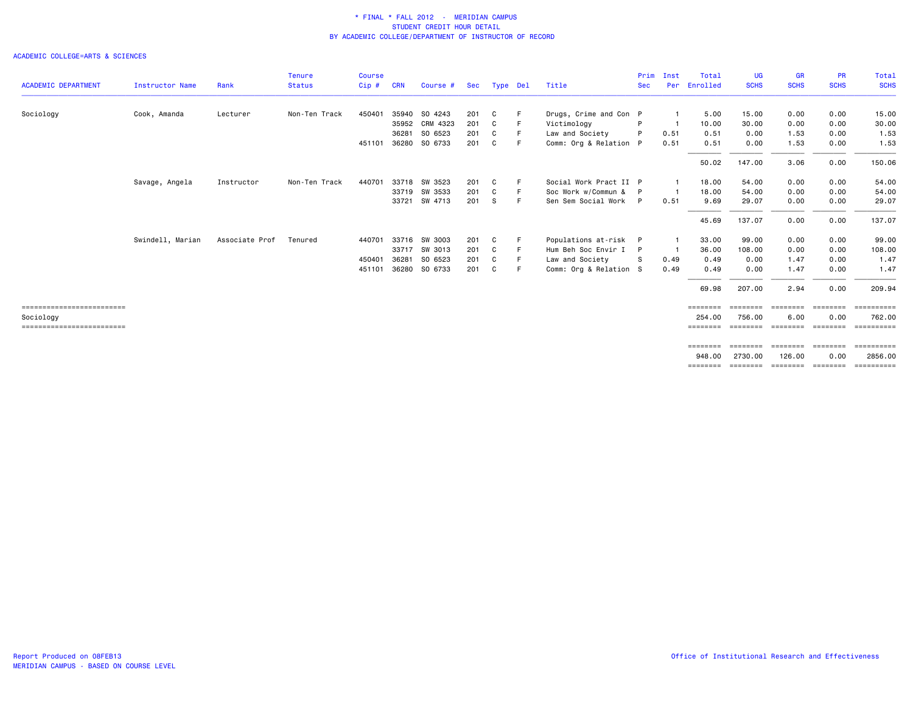# * FINAL * FALL 2012 - MERIDIAN CAMPUS
## STUDENT CREDIT HOUR DETAIL
## BY ACADEMIC COLLEGE/DEPARTMENT OF INSTRUCTOR OF RECORD

ACADEMIC COLLEGE=ARTS & SCIENCES

| ACADEMIC DEPARTMENT | Instructor Name | Rank | Tenure Status | Course Cip # | CRN | Course # | Sec | Type | Del | Title | Prim Sec | Inst Per | Total Enrolled | UG SCHS | GR SCHS | PR SCHS | Total SCHS |
|---|---|---|---|---|---|---|---|---|---|---|---|---|---|---|---|---|---|
| Sociology | Cook, Amanda | Lecturer | Non-Ten Track | 450401 | 35940 | SO 4243 | 201 | C | F | Drugs, Crime and Con | P | 1 | 5.00 | 15.00 | 0.00 | 0.00 | 15.00 |
| | | | | | 35952 | CRM 4323 | 201 | C | F | Victimology | P | 1 | 10.00 | 30.00 | 0.00 | 0.00 | 30.00 |
| | | | | | 36281 | SO 6523 | 201 | C | F | Law and Society | P | 0.51 | 0.51 | 0.00 | 1.53 | 0.00 | 1.53 |
| | | | | 451101 | 36280 | SO 6733 | 201 | C | F | Comm: Org & Relation | P | 0.51 | 0.51 | 0.00 | 1.53 | 0.00 | 1.53 |
| | | | | | | | | | | | | | 50.02 | 147.00 | 3.06 | 0.00 | 150.06 |
| | Savage, Angela | Instructor | Non-Ten Track | 440701 | 33718 | SW 3523 | 201 | C | F | Social Work Pract II | P | 1 | 18.00 | 54.00 | 0.00 | 0.00 | 54.00 |
| | | | | | 33719 | SW 3533 | 201 | C | F | Soc Work w/Commun & | P | 1 | 18.00 | 54.00 | 0.00 | 0.00 | 54.00 |
| | | | | | 33721 | SW 4713 | 201 | S | F | Sen Sem Social Work | P | 0.51 | 9.69 | 29.07 | 0.00 | 0.00 | 29.07 |
| | | | | | | | | | | | | | 45.69 | 137.07 | 0.00 | 0.00 | 137.07 |
| | Swindell, Marian | Associate Prof | Tenured | 440701 | 33716 | SW 3003 | 201 | C | F | Populations at-risk | P | 1 | 33.00 | 99.00 | 0.00 | 0.00 | 99.00 |
| | | | | | 33717 | SW 3013 | 201 | C | F | Hum Beh Soc Envir I | P | 1 | 36.00 | 108.00 | 0.00 | 0.00 | 108.00 |
| | | | | 450401 | 36281 | SO 6523 | 201 | C | F | Law and Society | S | 0.49 | 0.49 | 0.00 | 1.47 | 0.00 | 1.47 |
| | | | | 451101 | 36280 | SO 6733 | 201 | C | F | Comm: Org & Relation | S | 0.49 | 0.49 | 0.00 | 1.47 | 0.00 | 1.47 |
| | | | | | | | | | | | | | 69.98 | 207.00 | 2.94 | 0.00 | 209.94 |
| Sociology | | | | | | | | | | | | | 254.00 | 756.00 | 6.00 | 0.00 | 762.00 |
| | | | | | | | | | | | | | 948.00 | 2730.00 | 126.00 | 0.00 | 2856.00 |

Report Produced on 08FEB13
MERIDIAN CAMPUS - BASED ON COURSE LEVEL

Office of Institutional Research and Effectiveness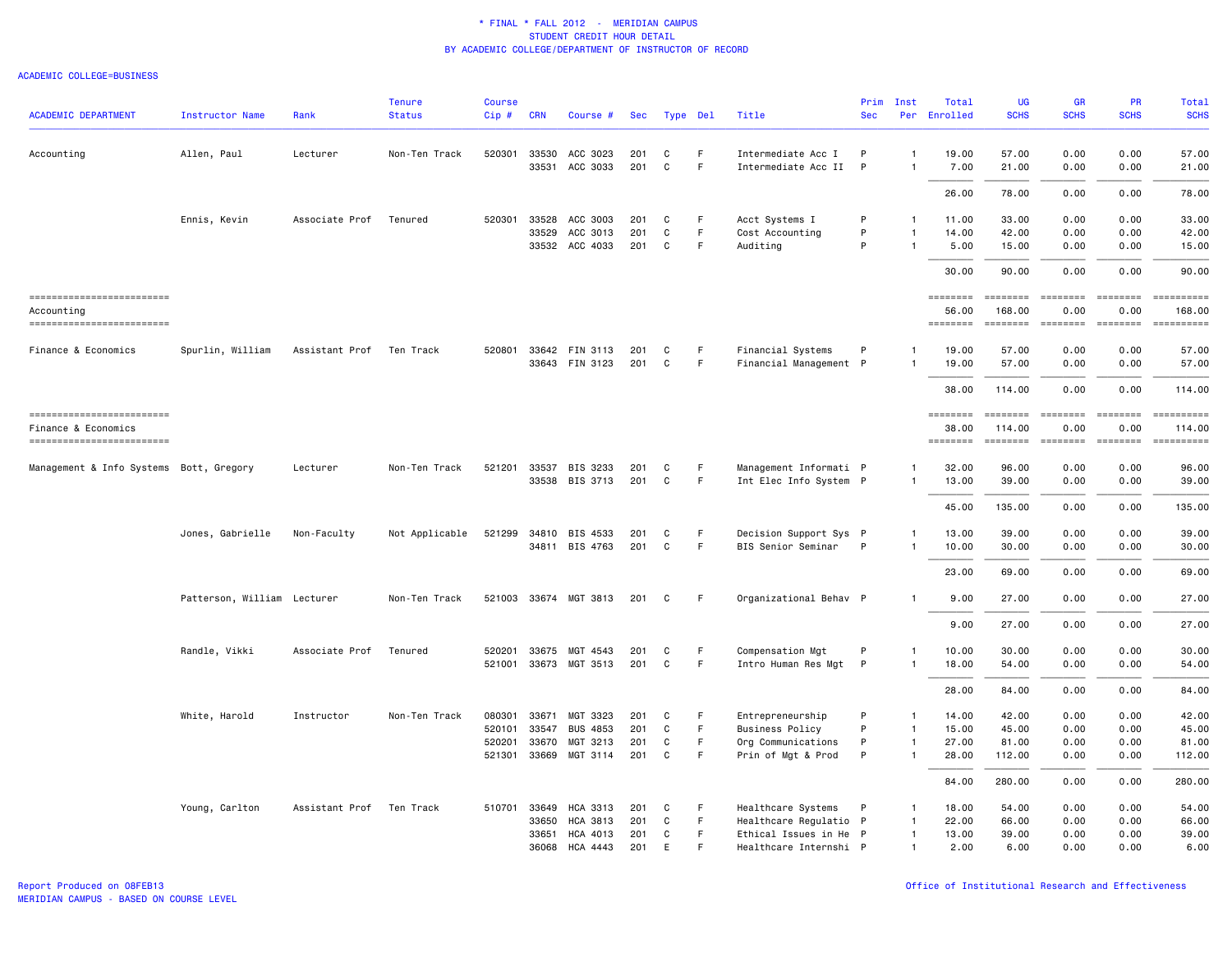\* FINAL \* FALL 2012 - MERIDIAN CAMPUS
STUDENT CREDIT HOUR DETAIL
BY ACADEMIC COLLEGE/DEPARTMENT OF INSTRUCTOR OF RECORD

ACADEMIC COLLEGE=BUSINESS

| ACADEMIC DEPARTMENT | Instructor Name | Rank | Tenure Status | Course Cip # | CRN | Course # | Sec | Type | Del | Title | Prim Sec | Inst Per | Total Enrolled | UG SCHS | GR SCHS | PR SCHS | Total SCHS |
|---|---|---|---|---|---|---|---|---|---|---|---|---|---|---|---|---|---|
| Accounting | Allen, Paul | Lecturer | Non-Ten Track | 520301 | 33530 | ACC 3023 | 201 | C | F | Intermediate Acc I | P | 1 | 19.00 | 57.00 | 0.00 | 0.00 | 57.00 |
| | | | | | 33531 | ACC 3033 | 201 | C | F | Intermediate Acc II | P | 1 | 7.00 | 21.00 | 0.00 | 0.00 | 21.00 |
| | | | | | | | | | | | | | 26.00 | 78.00 | 0.00 | 0.00 | 78.00 |
| | Ennis, Kevin | Associate Prof | Tenured | 520301 | 33528 | ACC 3003 | 201 | C | F | Acct Systems I | P | 1 | 11.00 | 33.00 | 0.00 | 0.00 | 33.00 |
| | | | | | 33529 | ACC 3013 | 201 | C | F | Cost Accounting | P | 1 | 14.00 | 42.00 | 0.00 | 0.00 | 42.00 |
| | | | | | 33532 | ACC 4033 | 201 | C | F | Auditing | P | 1 | 5.00 | 15.00 | 0.00 | 0.00 | 15.00 |
| | | | | | | | | | | | | | 30.00 | 90.00 | 0.00 | 0.00 | 90.00 |
| Accounting | | | | | | | | | | | | | 56.00 | 168.00 | 0.00 | 0.00 | 168.00 |
| Finance & Economics | Spurlin, William | Assistant Prof | Ten Track | 520801 | 33642 | FIN 3113 | 201 | C | F | Financial Systems | P | 1 | 19.00 | 57.00 | 0.00 | 0.00 | 57.00 |
| | | | | | 33643 | FIN 3123 | 201 | C | F | Financial Management | P | 1 | 19.00 | 57.00 | 0.00 | 0.00 | 57.00 |
| | | | | | | | | | | | | | 38.00 | 114.00 | 0.00 | 0.00 | 114.00 |
| Finance & Economics | | | | | | | | | | | | | 38.00 | 114.00 | 0.00 | 0.00 | 114.00 |
| Management & Info Systems | Bott, Gregory | Lecturer | Non-Ten Track | 521201 | 33537 | BIS 3233 | 201 | C | F | Management Informati | P | 1 | 32.00 | 96.00 | 0.00 | 0.00 | 96.00 |
| | | | | | 33538 | BIS 3713 | 201 | C | F | Int Elec Info System | P | 1 | 13.00 | 39.00 | 0.00 | 0.00 | 39.00 |
| | | | | | | | | | | | | | 45.00 | 135.00 | 0.00 | 0.00 | 135.00 |
| | Jones, Gabrielle | Non-Faculty | Not Applicable | 521299 | 34810 | BIS 4533 | 201 | C | F | Decision Support Sys | P | 1 | 13.00 | 39.00 | 0.00 | 0.00 | 39.00 |
| | | | | | 34811 | BIS 4763 | 201 | C | F | BIS Senior Seminar | P | 1 | 10.00 | 30.00 | 0.00 | 0.00 | 30.00 |
| | | | | | | | | | | | | | 23.00 | 69.00 | 0.00 | 0.00 | 69.00 |
| | Patterson, William | Lecturer | Non-Ten Track | 521003 | 33674 | MGT 3813 | 201 | C | F | Organizational Behav | P | 1 | 9.00 | 27.00 | 0.00 | 0.00 | 27.00 |
| | | | | | | | | | | | | | 9.00 | 27.00 | 0.00 | 0.00 | 27.00 |
| | Randle, Vikki | Associate Prof | Tenured | 520201 | 33675 | MGT 4543 | 201 | C | F | Compensation Mgt | P | 1 | 10.00 | 30.00 | 0.00 | 0.00 | 30.00 |
| | | | | 521001 | 33673 | MGT 3513 | 201 | C | F | Intro Human Res Mgt | P | 1 | 18.00 | 54.00 | 0.00 | 0.00 | 54.00 |
| | | | | | | | | | | | | | 28.00 | 84.00 | 0.00 | 0.00 | 84.00 |
| | White, Harold | Instructor | Non-Ten Track | 080301 | 33671 | MGT 3323 | 201 | C | F | Entrepreneurship | P | 1 | 14.00 | 42.00 | 0.00 | 0.00 | 42.00 |
| | | | | 520101 | 33547 | BUS 4853 | 201 | C | F | Business Policy | P | 1 | 15.00 | 45.00 | 0.00 | 0.00 | 45.00 |
| | | | | 520201 | 33670 | MGT 3213 | 201 | C | F | Org Communications | P | 1 | 27.00 | 81.00 | 0.00 | 0.00 | 81.00 |
| | | | | 521301 | 33669 | MGT 3114 | 201 | C | F | Prin of Mgt & Prod | P | 1 | 28.00 | 112.00 | 0.00 | 0.00 | 112.00 |
| | | | | | | | | | | | | | 84.00 | 280.00 | 0.00 | 0.00 | 280.00 |
| | Young, Carlton | Assistant Prof | Ten Track | 510701 | 33649 | HCA 3313 | 201 | C | F | Healthcare Systems | P | 1 | 18.00 | 54.00 | 0.00 | 0.00 | 54.00 |
| | | | | | 33650 | HCA 3813 | 201 | C | F | Healthcare Regulatio | P | 1 | 22.00 | 66.00 | 0.00 | 0.00 | 66.00 |
| | | | | | 33651 | HCA 4013 | 201 | C | F | Ethical Issues in He | P | 1 | 13.00 | 39.00 | 0.00 | 0.00 | 39.00 |
| | | | | | 36068 | HCA 4443 | 201 | E | F | Healthcare Internshi | P | 1 | 2.00 | 6.00 | 0.00 | 0.00 | 6.00 |

Report Produced on 08FEB13
MERIDIAN CAMPUS - BASED ON COURSE LEVEL

Office of Institutional Research and Effectiveness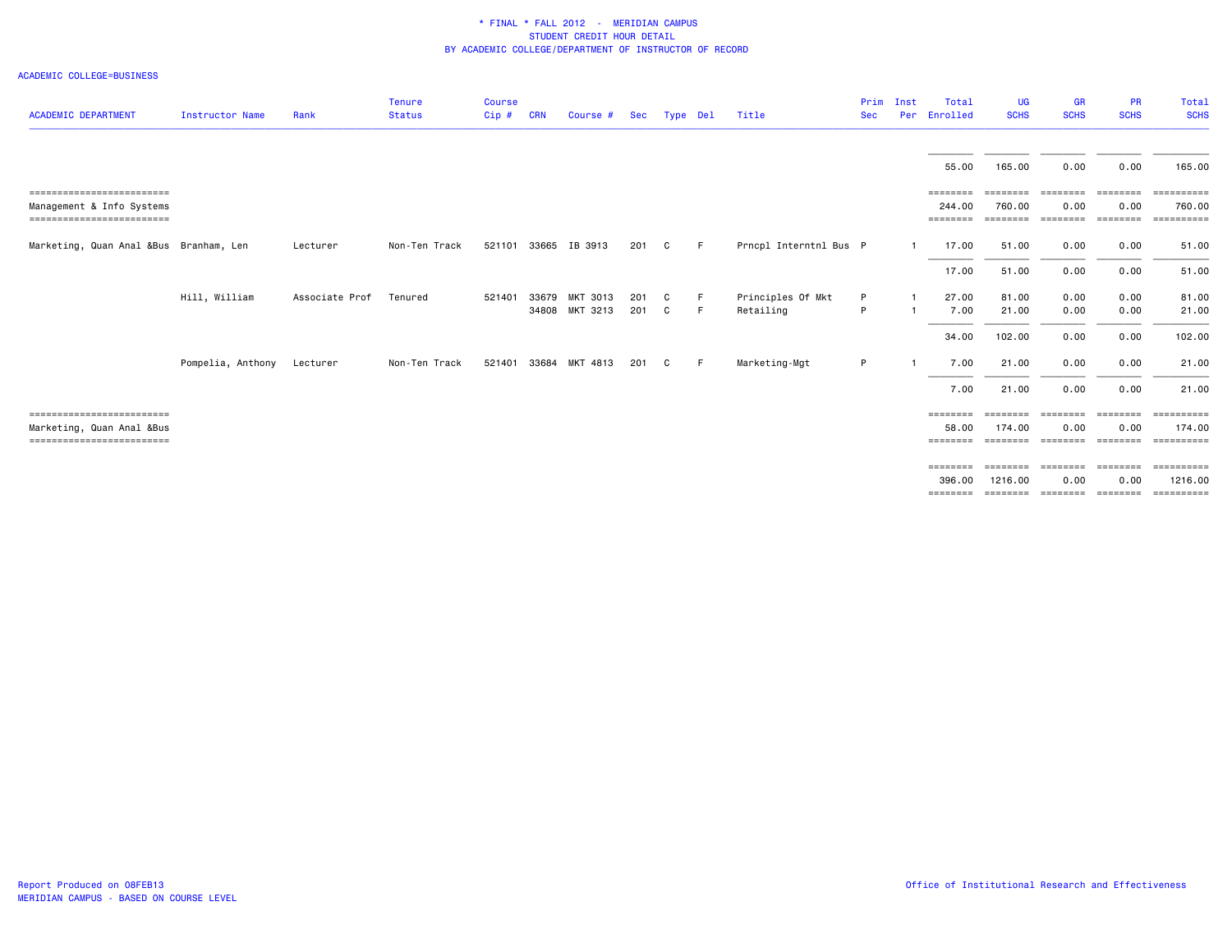\* FINAL \* FALL 2012 - MERIDIAN CAMPUS
STUDENT CREDIT HOUR DETAIL
BY ACADEMIC COLLEGE/DEPARTMENT OF INSTRUCTOR OF RECORD

ACADEMIC COLLEGE=BUSINESS

| ACADEMIC DEPARTMENT | Instructor Name | Rank | Tenure Status | Course Cip # | CRN | Course # | Sec | Type | Del | Title | Prim Sec | Inst Per | Total Enrolled | UG SCHS | GR SCHS | PR SCHS | Total SCHS |
|---|---|---|---|---|---|---|---|---|---|---|---|---|---|---|---|---|---|
| | | | | | | | | | | | | | 55.00 | 165.00 | 0.00 | 0.00 | 165.00 |
| Management & Info Systems | | | | | | | | | | | | | 244.00 | 760.00 | 0.00 | 0.00 | 760.00 |
| Marketing, Quan Anal &Bus | Branham, Len | Lecturer | Non-Ten Track | 521101 | 33665 | IB 3913 | 201 | C | F | Prncpl Interntnl Bus | P | 1 | 17.00 | 51.00 | 0.00 | 0.00 | 51.00 |
| | | | | | | | | | | | | | 17.00 | 51.00 | 0.00 | 0.00 | 51.00 |
| | Hill, William | Associate Prof | Tenured | 521401 | 33679 | MKT 3013 | 201 | C | F | Principles Of Mkt | P | 1 | 27.00 | 81.00 | 0.00 | 0.00 | 81.00 |
| | | | | | 34808 | MKT 3213 | 201 | C | F | Retailing | P | 1 | 7.00 | 21.00 | 0.00 | 0.00 | 21.00 |
| | | | | | | | | | | | | | 34.00 | 102.00 | 0.00 | 0.00 | 102.00 |
| | Pompelia, Anthony | Lecturer | Non-Ten Track | 521401 | 33684 | MKT 4813 | 201 | C | F | Marketing-Mgt | P | 1 | 7.00 | 21.00 | 0.00 | 0.00 | 21.00 |
| | | | | | | | | | | | | | 7.00 | 21.00 | 0.00 | 0.00 | 21.00 |
| Marketing, Quan Anal &Bus | | | | | | | | | | | | | 58.00 | 174.00 | 0.00 | 0.00 | 174.00 |
| | | | | | | | | | | | | | 396.00 | 1216.00 | 0.00 | 0.00 | 1216.00 |

Report Produced on 08FEB13
MERIDIAN CAMPUS - BASED ON COURSE LEVEL

Office of Institutional Research and Effectiveness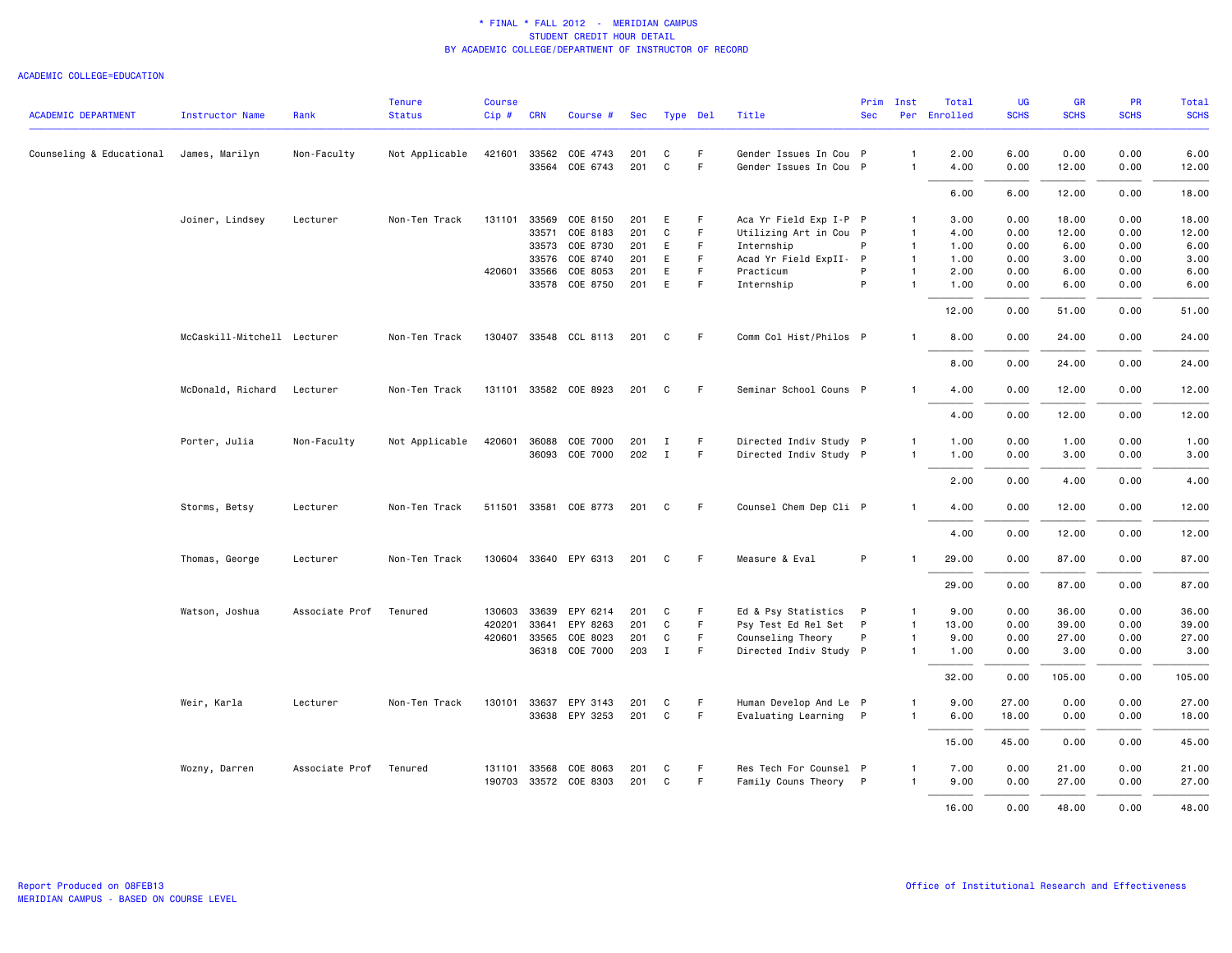\* FINAL \* FALL 2012 - MERIDIAN CAMPUS
STUDENT CREDIT HOUR DETAIL
BY ACADEMIC COLLEGE/DEPARTMENT OF INSTRUCTOR OF RECORD

ACADEMIC COLLEGE=EDUCATION

| ACADEMIC DEPARTMENT | Instructor Name | Rank | Tenure Status | Course Cip # | CRN | Course # | Sec | Type | Del | Title | Prim Sec | Inst Per | Total Enrolled | UG SCHS | GR SCHS | PR SCHS | Total SCHS |
|---|---|---|---|---|---|---|---|---|---|---|---|---|---|---|---|---|---|
| Counseling & Educational | James, Marilyn | Non-Faculty | Not Applicable | 421601 | 33562 | COE 4743 | 201 | C | F | Gender Issues In Cou | P | 1 | 2.00 | 6.00 | 0.00 | 0.00 | 6.00 |
| | | | | | 33564 | COE 6743 | 201 | C | F | Gender Issues In Cou | P | 1 | 4.00 | 0.00 | 12.00 | 0.00 | 12.00 |
| | | | | | | | | | | | | | 6.00 | 6.00 | 12.00 | 0.00 | 18.00 |
| | Joiner, Lindsey | Lecturer | Non-Ten Track | 131101 | 33569 | COE 8150 | 201 | E | F | Aca Yr Field Exp I-P | P | 1 | 3.00 | 0.00 | 18.00 | 0.00 | 18.00 |
| | | | | | 33571 | COE 8183 | 201 | C | F | Utilizing Art in Cou | P | 1 | 4.00 | 0.00 | 12.00 | 0.00 | 12.00 |
| | | | | | 33573 | COE 8730 | 201 | E | F | Internship | P | 1 | 1.00 | 0.00 | 6.00 | 0.00 | 6.00 |
| | | | | | 33576 | COE 8740 | 201 | E | F | Acad Yr Field ExpII- | P | 1 | 1.00 | 0.00 | 3.00 | 0.00 | 3.00 |
| | | | | 420601 | 33566 | COE 8053 | 201 | E | F | Practicum | P | 1 | 2.00 | 0.00 | 6.00 | 0.00 | 6.00 |
| | | | | | 33578 | COE 8750 | 201 | E | F | Internship | P | 1 | 1.00 | 0.00 | 6.00 | 0.00 | 6.00 |
| | | | | | | | | | | | | | 12.00 | 0.00 | 51.00 | 0.00 | 51.00 |
| | McCaskill-Mitchell | Lecturer | Non-Ten Track | 130407 | 33548 | CCL 8113 | 201 | C | F | Comm Col Hist/Philos | P | 1 | 8.00 | 0.00 | 24.00 | 0.00 | 24.00 |
| | | | | | | | | | | | | | 8.00 | 0.00 | 24.00 | 0.00 | 24.00 |
| | McDonald, Richard | Lecturer | Non-Ten Track | 131101 | 33582 | COE 8923 | 201 | C | F | Seminar School Couns | P | 1 | 4.00 | 0.00 | 12.00 | 0.00 | 12.00 |
| | | | | | | | | | | | | | 4.00 | 0.00 | 12.00 | 0.00 | 12.00 |
| | Porter, Julia | Non-Faculty | Not Applicable | 420601 | 36088 | COE 7000 | 201 | I | F | Directed Indiv Study | P | 1 | 1.00 | 0.00 | 1.00 | 0.00 | 1.00 |
| | | | | | 36093 | COE 7000 | 202 | I | F | Directed Indiv Study | P | 1 | 1.00 | 0.00 | 3.00 | 0.00 | 3.00 |
| | | | | | | | | | | | | | 2.00 | 0.00 | 4.00 | 0.00 | 4.00 |
| | Storms, Betsy | Lecturer | Non-Ten Track | 511501 | 33581 | COE 8773 | 201 | C | F | Counsel Chem Dep Cli | P | 1 | 4.00 | 0.00 | 12.00 | 0.00 | 12.00 |
| | | | | | | | | | | | | | 4.00 | 0.00 | 12.00 | 0.00 | 12.00 |
| | Thomas, George | Lecturer | Non-Ten Track | 130604 | 33640 | EPY 6313 | 201 | C | F | Measure & Eval | P | 1 | 29.00 | 0.00 | 87.00 | 0.00 | 87.00 |
| | | | | | | | | | | | | | 29.00 | 0.00 | 87.00 | 0.00 | 87.00 |
| | Watson, Joshua | Associate Prof | Tenured | 130603 | 33639 | EPY 6214 | 201 | C | F | Ed & Psy Statistics | P | 1 | 9.00 | 0.00 | 36.00 | 0.00 | 36.00 |
| | | | | 420201 | 33641 | EPY 8263 | 201 | C | F | Psy Test Ed Rel Set | P | 1 | 13.00 | 0.00 | 39.00 | 0.00 | 39.00 |
| | | | | 420601 | 33565 | COE 8023 | 201 | C | F | Counseling Theory | P | 1 | 9.00 | 0.00 | 27.00 | 0.00 | 27.00 |
| | | | | | 36318 | COE 7000 | 203 | I | F | Directed Indiv Study | P | 1 | 1.00 | 0.00 | 3.00 | 0.00 | 3.00 |
| | | | | | | | | | | | | | 32.00 | 0.00 | 105.00 | 0.00 | 105.00 |
| | Weir, Karla | Lecturer | Non-Ten Track | 130101 | 33637 | EPY 3143 | 201 | C | F | Human Develop And Le | P | 1 | 9.00 | 27.00 | 0.00 | 0.00 | 27.00 |
| | | | | | 33638 | EPY 3253 | 201 | C | F | Evaluating Learning | P | 1 | 6.00 | 18.00 | 0.00 | 0.00 | 18.00 |
| | | | | | | | | | | | | | 15.00 | 45.00 | 0.00 | 0.00 | 45.00 |
| | Wozny, Darren | Associate Prof | Tenured | 131101 | 33568 | COE 8063 | 201 | C | F | Res Tech For Counsel | P | 1 | 7.00 | 0.00 | 21.00 | 0.00 | 21.00 |
| | | | | 190703 | 33572 | COE 8303 | 201 | C | F | Family Couns Theory | P | 1 | 9.00 | 0.00 | 27.00 | 0.00 | 27.00 |
| | | | | | | | | | | | | | 16.00 | 0.00 | 48.00 | 0.00 | 48.00 |

Report Produced on 08FEB13
MERIDIAN CAMPUS - BASED ON COURSE LEVEL

Office of Institutional Research and Effectiveness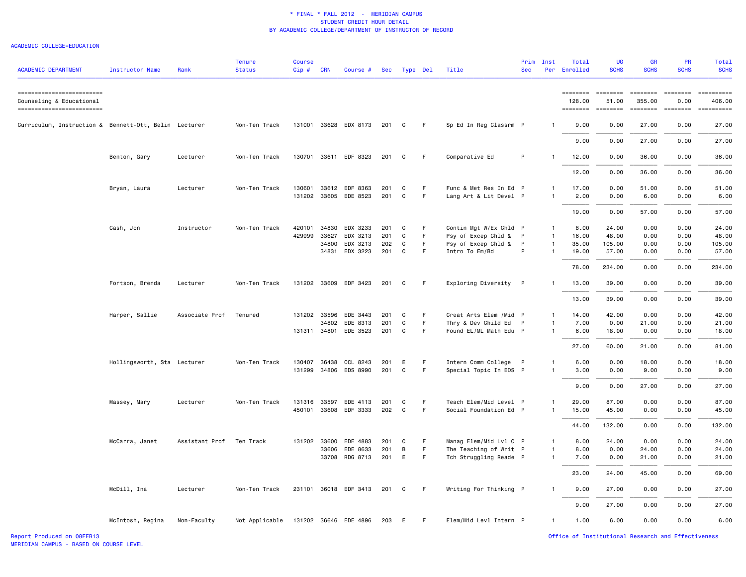# * FINAL * FALL 2012 - MERIDIAN CAMPUS
## STUDENT CREDIT HOUR DETAIL
### BY ACADEMIC COLLEGE/DEPARTMENT OF INSTRUCTOR OF RECORD

ACADEMIC COLLEGE=EDUCATION

| ACADEMIC DEPARTMENT | Instructor Name | Rank | Tenure Status | Course Cip # | CRN | Course # | Sec | Type | Del | Title | Prim Sec | Inst Per | Total Enrolled | UG SCHS | GR SCHS | PR SCHS | Total SCHS |
|---|---|---|---|---|---|---|---|---|---|---|---|---|---|---|---|---|---|
| Counseling & Educational | | | | | | | | | | | | | 128.00 | 51.00 | 355.00 | 0.00 | 406.00 |
| Curriculum, Instruction & | Bennett-Ott, Belin | Lecturer | Non-Ten Track | 131001 | 33628 | EDX 8173 | 201 | C | F | Sp Ed In Reg Classrm | P | 1 | 9.00 | 0.00 | 27.00 | 0.00 | 27.00 |
| | | | | | | | | | | | | | 9.00 | 0.00 | 27.00 | 0.00 | 27.00 |
| | Benton, Gary | Lecturer | Non-Ten Track | 130701 | 33611 | EDF 8323 | 201 | C | F | Comparative Ed | P | 1 | 12.00 | 0.00 | 36.00 | 0.00 | 36.00 |
| | | | | | | | | | | | | | 12.00 | 0.00 | 36.00 | 0.00 | 36.00 |
| | Bryan, Laura | Lecturer | Non-Ten Track | 130601 | 33612 | EDF 8363 | 201 | C | F | Func & Met Res In Ed | P | 1 | 17.00 | 0.00 | 51.00 | 0.00 | 51.00 |
| | | | | 131202 | 33605 | EDE 8523 | 201 | C | F | Lang Art & Lit Devel | P | 1 | 2.00 | 0.00 | 6.00 | 0.00 | 6.00 |
| | | | | | | | | | | | | | 19.00 | 0.00 | 57.00 | 0.00 | 57.00 |
| | Cash, Jon | Instructor | Non-Ten Track | 420101 | 34830 | EDX 3233 | 201 | C | F | Contin Mgt W/Ex Chld | P | 1 | 8.00 | 24.00 | 0.00 | 0.00 | 24.00 |
| | | | | 429999 | 33627 | EDX 3213 | 201 | C | F | Psy of Excep Chld & | P | 1 | 16.00 | 48.00 | 0.00 | 0.00 | 48.00 |
| | | | | | 34800 | EDX 3213 | 202 | C | F | Psy of Excep Chld & | P | 1 | 35.00 | 105.00 | 0.00 | 0.00 | 105.00 |
| | | | | | 34831 | EDX 3223 | 201 | C | F | Intro To Em/Bd | P | 1 | 19.00 | 57.00 | 0.00 | 0.00 | 57.00 |
| | | | | | | | | | | | | | 78.00 | 234.00 | 0.00 | 0.00 | 234.00 |
| | Fortson, Brenda | Lecturer | Non-Ten Track | 131202 | 33609 | EDF 3423 | 201 | C | F | Exploring Diversity | P | 1 | 13.00 | 39.00 | 0.00 | 0.00 | 39.00 |
| | | | | | | | | | | | | | 13.00 | 39.00 | 0.00 | 0.00 | 39.00 |
| | Harper, Sallie | Associate Prof | Tenured | 131202 | 33596 | EDE 3443 | 201 | C | F | Creat Arts Elem /Mid | P | 1 | 14.00 | 42.00 | 0.00 | 0.00 | 42.00 |
| | | | | | 34802 | EDE 8313 | 201 | C | F | Thry & Dev Child Ed | P | 1 | 7.00 | 0.00 | 21.00 | 0.00 | 21.00 |
| | | | | 131311 | 34801 | EDE 3523 | 201 | C | F | Found EL/ML Math Edu | P | 1 | 6.00 | 18.00 | 0.00 | 0.00 | 18.00 |
| | | | | | | | | | | | | | 27.00 | 60.00 | 21.00 | 0.00 | 81.00 |
| | Hollingsworth, Sta | Lecturer | Non-Ten Track | 130407 | 36438 | CCL 8243 | 201 | E | F | Intern Comm College | P | 1 | 6.00 | 0.00 | 18.00 | 0.00 | 18.00 |
| | | | | 131299 | 34806 | EDS 8990 | 201 | C | F | Special Topic In EDS | P | 1 | 3.00 | 0.00 | 9.00 | 0.00 | 9.00 |
| | | | | | | | | | | | | | 9.00 | 0.00 | 27.00 | 0.00 | 27.00 |
| | Massey, Mary | Lecturer | Non-Ten Track | 131316 | 33597 | EDE 4113 | 201 | C | F | Teach Elem/Mid Level | P | 1 | 29.00 | 87.00 | 0.00 | 0.00 | 87.00 |
| | | | | 450101 | 33608 | EDF 3333 | 202 | C | F | Social Foundation Ed | P | 1 | 15.00 | 45.00 | 0.00 | 0.00 | 45.00 |
| | | | | | | | | | | | | | 44.00 | 132.00 | 0.00 | 0.00 | 132.00 |
| | McCarra, Janet | Assistant Prof | Ten Track | 131202 | 33600 | EDE 4883 | 201 | C | F | Manag Elem/Mid Lvl C | P | 1 | 8.00 | 24.00 | 0.00 | 0.00 | 24.00 |
| | | | | | 33606 | EDE 8633 | 201 | B | F | The Teaching of Writ | P | 1 | 8.00 | 0.00 | 24.00 | 0.00 | 24.00 |
| | | | | | 33708 | RDG 8713 | 201 | E | F | Tch Struggling Reade | P | 1 | 7.00 | 0.00 | 21.00 | 0.00 | 21.00 |
| | | | | | | | | | | | | | 23.00 | 24.00 | 45.00 | 0.00 | 69.00 |
| | McDill, Ina | Lecturer | Non-Ten Track | 231101 | 36018 | EDF 3413 | 201 | C | F | Writing For Thinking | P | 1 | 9.00 | 27.00 | 0.00 | 0.00 | 27.00 |
| | | | | | | | | | | | | | 9.00 | 27.00 | 0.00 | 0.00 | 27.00 |
| | McIntosh, Regina | Non-Faculty | Not Applicable | 131202 | 36646 | EDE 4896 | 203 | E | F | Elem/Mid Levl Intern | P | 1 | 1.00 | 6.00 | 0.00 | 0.00 | 6.00 |

Report Produced on 08FEB13
MERIDIAN CAMPUS - BASED ON COURSE LEVEL

Office of Institutional Research and Effectiveness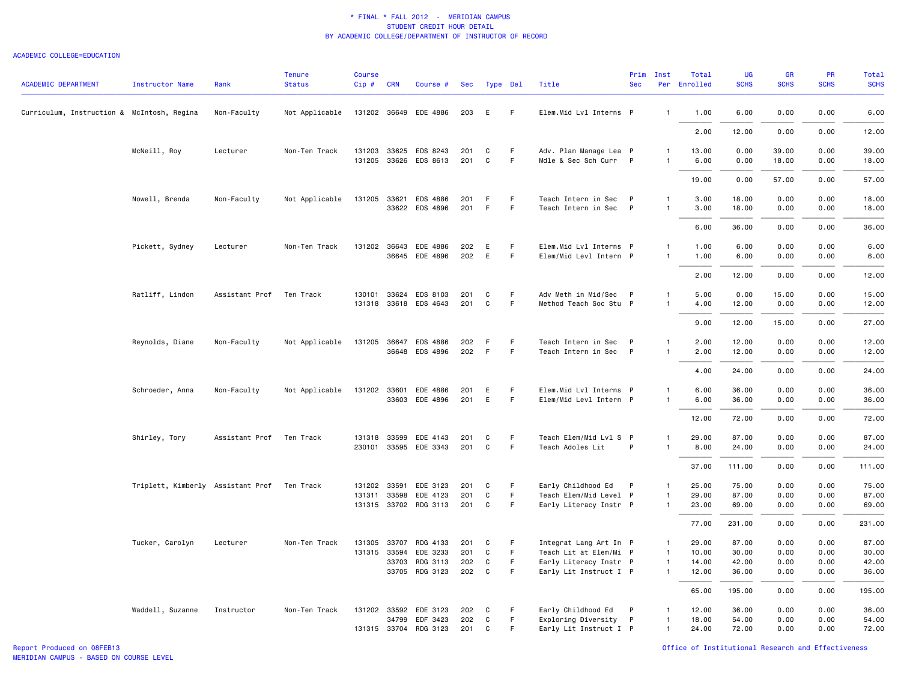\* FINAL \* FALL 2012 - MERIDIAN CAMPUS
STUDENT CREDIT HOUR DETAIL
BY ACADEMIC COLLEGE/DEPARTMENT OF INSTRUCTOR OF RECORD

ACADEMIC COLLEGE=EDUCATION

| ACADEMIC DEPARTMENT | Instructor Name | Rank | Tenure Status | Course Cip # | CRN | Course # | Sec | Type | Del | Title | Prim Sec | Inst Per | Total Enrolled | UG SCHS | GR SCHS | PR SCHS | Total SCHS |
|---|---|---|---|---|---|---|---|---|---|---|---|---|---|---|---|---|---|
| Curriculum, Instruction & | McIntosh, Regina | Non-Faculty | Not Applicable | 131202 | 36649 | EDE 4886 | 203 | E | F | Elem.Mid Lvl Interns | P | 1 | 1.00 | 6.00 | 0.00 | 0.00 | 6.00 |
| | | | | | | | | | | | | | 2.00 | 12.00 | 0.00 | 0.00 | 12.00 |
| | McNeill, Roy | Lecturer | Non-Ten Track | 131203 | 33625 | EDS 8243 | 201 | C | F | Adv. Plan Manage Lea | P | 1 | 13.00 | 0.00 | 39.00 | 0.00 | 39.00 |
| | | | | 131205 | 33626 | EDS 8613 | 201 | C | F | Mdle & Sec Sch Curr | P | 1 | 6.00 | 0.00 | 18.00 | 0.00 | 18.00 |
| | | | | | | | | | | | | | 19.00 | 0.00 | 57.00 | 0.00 | 57.00 |
| | Nowell, Brenda | Non-Faculty | Not Applicable | 131205 | 33621 | EDS 4886 | 201 | F | F | Teach Intern in Sec | P | 1 | 3.00 | 18.00 | 0.00 | 0.00 | 18.00 |
| | | | | | 33622 | EDS 4896 | 201 | F | F | Teach Intern in Sec | P | 1 | 3.00 | 18.00 | 0.00 | 0.00 | 18.00 |
| | | | | | | | | | | | | | 6.00 | 36.00 | 0.00 | 0.00 | 36.00 |
| | Pickett, Sydney | Lecturer | Non-Ten Track | 131202 | 36643 | EDE 4886 | 202 | E | F | Elem.Mid Lvl Interns | P | 1 | 1.00 | 6.00 | 0.00 | 0.00 | 6.00 |
| | | | | | 36645 | EDE 4896 | 202 | E | F | Elem/Mid Levl Intern | P | 1 | 1.00 | 6.00 | 0.00 | 0.00 | 6.00 |
| | | | | | | | | | | | | | 2.00 | 12.00 | 0.00 | 0.00 | 12.00 |
| | Ratliff, Lindon | Assistant Prof | Ten Track | 130101 | 33624 | EDS 8103 | 201 | C | F | Adv Meth in Mid/Sec | P | 1 | 5.00 | 0.00 | 15.00 | 0.00 | 15.00 |
| | | | | 131318 | 33618 | EDS 4643 | 201 | C | F | Method Teach Soc Stu | P | 1 | 4.00 | 12.00 | 0.00 | 0.00 | 12.00 |
| | | | | | | | | | | | | | 9.00 | 12.00 | 15.00 | 0.00 | 27.00 |
| | Reynolds, Diane | Non-Faculty | Not Applicable | 131205 | 36647 | EDS 4886 | 202 | F | F | Teach Intern in Sec | P | 1 | 2.00 | 12.00 | 0.00 | 0.00 | 12.00 |
| | | | | | 36648 | EDS 4896 | 202 | F | F | Teach Intern in Sec | P | 1 | 2.00 | 12.00 | 0.00 | 0.00 | 12.00 |
| | | | | | | | | | | | | | 4.00 | 24.00 | 0.00 | 0.00 | 24.00 |
| | Schroeder, Anna | Non-Faculty | Not Applicable | 131202 | 33601 | EDE 4886 | 201 | E | F | Elem.Mid Lvl Interns | P | 1 | 6.00 | 36.00 | 0.00 | 0.00 | 36.00 |
| | | | | | 33603 | EDE 4896 | 201 | E | F | Elem/Mid Levl Intern | P | 1 | 6.00 | 36.00 | 0.00 | 0.00 | 36.00 |
| | | | | | | | | | | | | | 12.00 | 72.00 | 0.00 | 0.00 | 72.00 |
| | Shirley, Tory | Assistant Prof | Ten Track | 131318 | 33599 | EDE 4143 | 201 | C | F | Teach Elem/Mid Lvl S | P | 1 | 29.00 | 87.00 | 0.00 | 0.00 | 87.00 |
| | | | | 230101 | 33595 | EDE 3343 | 201 | C | F | Teach Adoles Lit | P | 1 | 8.00 | 24.00 | 0.00 | 0.00 | 24.00 |
| | | | | | | | | | | | | | 37.00 | 111.00 | 0.00 | 0.00 | 111.00 |
| | Triplett, Kimberly | Assistant Prof | Ten Track | 131202 | 33591 | EDE 3123 | 201 | C | F | Early Childhood Ed | P | 1 | 25.00 | 75.00 | 0.00 | 0.00 | 75.00 |
| | | | | 131311 | 33598 | EDE 4123 | 201 | C | F | Teach Elem/Mid Level | P | 1 | 29.00 | 87.00 | 0.00 | 0.00 | 87.00 |
| | | | | 131315 | 33702 | RDG 3113 | 201 | C | F | Early Literacy Instr | P | 1 | 23.00 | 69.00 | 0.00 | 0.00 | 69.00 |
| | | | | | | | | | | | | | 77.00 | 231.00 | 0.00 | 0.00 | 231.00 |
| | Tucker, Carolyn | Lecturer | Non-Ten Track | 131305 | 33707 | RDG 4133 | 201 | C | F | Integrat Lang Art In | P | 1 | 29.00 | 87.00 | 0.00 | 0.00 | 87.00 |
| | | | | 131315 | 33594 | EDE 3233 | 201 | C | F | Teach Lit at Elem/Mi | P | 1 | 10.00 | 30.00 | 0.00 | 0.00 | 30.00 |
| | | | | | 33703 | RDG 3113 | 202 | C | F | Early Literacy Instr | P | 1 | 14.00 | 42.00 | 0.00 | 0.00 | 42.00 |
| | | | | | 33705 | RDG 3123 | 202 | C | F | Early Lit Instruct I | P | 1 | 12.00 | 36.00 | 0.00 | 0.00 | 36.00 |
| | | | | | | | | | | | | | 65.00 | 195.00 | 0.00 | 0.00 | 195.00 |
| | Waddell, Suzanne | Instructor | Non-Ten Track | 131202 | 33592 | EDE 3123 | 202 | C | F | Early Childhood Ed | P | 1 | 12.00 | 36.00 | 0.00 | 0.00 | 36.00 |
| | | | | | 34799 | EDF 3423 | 202 | C | F | Exploring Diversity | P | 1 | 18.00 | 54.00 | 0.00 | 0.00 | 54.00 |
| | | | | 131315 | 33704 | RDG 3123 | 201 | C | F | Early Lit Instruct I | P | 1 | 24.00 | 72.00 | 0.00 | 0.00 | 72.00 |

Report Produced on 08FEB13
MERIDIAN CAMPUS - BASED ON COURSE LEVEL

Office of Institutional Research and Effectiveness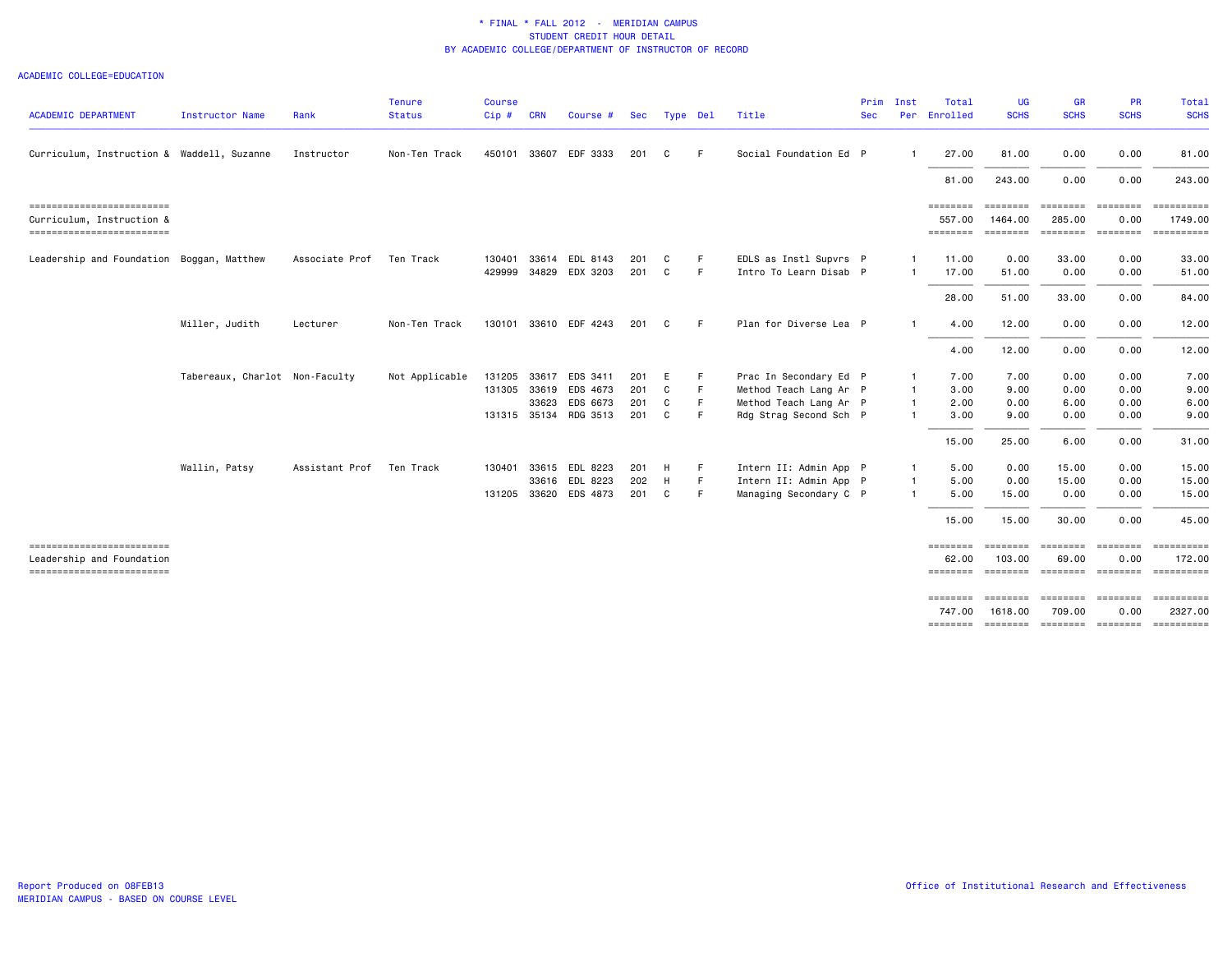# * FINAL * FALL 2012 - MERIDIAN CAMPUS
## STUDENT CREDIT HOUR DETAIL
## BY ACADEMIC COLLEGE/DEPARTMENT OF INSTRUCTOR OF RECORD

ACADEMIC COLLEGE=EDUCATION

| ACADEMIC DEPARTMENT | Instructor Name | Rank | Tenure Status | Course Cip # | CRN | Course # | Sec | Type | Del | Title | Prim Sec | Inst Per | Total Enrolled | UG SCHS | GR SCHS | PR SCHS | Total SCHS |
|---|---|---|---|---|---|---|---|---|---|---|---|---|---|---|---|---|---|
| Curriculum, Instruction & | Waddell, Suzanne | Instructor | Non-Ten Track | 450101 | 33607 | EDF 3333 | 201 | C | F | Social Foundation Ed | P | 1 | 27.00 | 81.00 | 0.00 | 0.00 | 81.00 |
| | | | | | | | | | | | | | 81.00 | 243.00 | 0.00 | 0.00 | 243.00 |
| Curriculum, Instruction & | | | | | | | | | | | | | 557.00 | 1464.00 | 285.00 | 0.00 | 1749.00 |
| Leadership and Foundation | Boggan, Matthew | Associate Prof | Ten Track | 130401 | 33614 | EDL 8143 | 201 | C | F | EDLS as Instl Supvrs | P | 1 | 11.00 | 0.00 | 33.00 | 0.00 | 33.00 |
| | | | | 429999 | 34829 | EDX 3203 | 201 | C | F | Intro To Learn Disab | P | 1 | 17.00 | 51.00 | 0.00 | 0.00 | 51.00 |
| | | | | | | | | | | | | | 28.00 | 51.00 | 33.00 | 0.00 | 84.00 |
| | Miller, Judith | Lecturer | Non-Ten Track | 130101 | 33610 | EDF 4243 | 201 | C | F | Plan for Diverse Lea | P | 1 | 4.00 | 12.00 | 0.00 | 0.00 | 12.00 |
| | | | | | | | | | | | | | 4.00 | 12.00 | 0.00 | 0.00 | 12.00 |
| | Tabereaux, Charlot | Non-Faculty | Not Applicable | 131205 | 33617 | EDS 3411 | 201 | E | F | Prac In Secondary Ed | P | 1 | 7.00 | 7.00 | 0.00 | 0.00 | 7.00 |
| | | | | 131305 | 33619 | EDS 4673 | 201 | C | F | Method Teach Lang Ar | P | 1 | 3.00 | 9.00 | 0.00 | 0.00 | 9.00 |
| | | | | | 33623 | EDS 6673 | 201 | C | F | Method Teach Lang Ar | P | 1 | 2.00 | 0.00 | 6.00 | 0.00 | 6.00 |
| | | | | 131315 | 35134 | RDG 3513 | 201 | C | F | Rdg Strag Second Sch | P | 1 | 3.00 | 9.00 | 0.00 | 0.00 | 9.00 |
| | | | | | | | | | | | | | 15.00 | 25.00 | 6.00 | 0.00 | 31.00 |
| | Wallin, Patsy | Assistant Prof | Ten Track | 130401 | 33615 | EDL 8223 | 201 | H | F | Intern II: Admin App | P | 1 | 5.00 | 0.00 | 15.00 | 0.00 | 15.00 |
| | | | | | 33616 | EDL 8223 | 202 | H | F | Intern II: Admin App | P | 1 | 5.00 | 0.00 | 15.00 | 0.00 | 15.00 |
| | | | | 131205 | 33620 | EDS 4873 | 201 | C | F | Managing Secondary C | P | 1 | 5.00 | 15.00 | 0.00 | 0.00 | 15.00 |
| | | | | | | | | | | | | | 15.00 | 15.00 | 30.00 | 0.00 | 45.00 |
| Leadership and Foundation | | | | | | | | | | | | | 62.00 | 103.00 | 69.00 | 0.00 | 172.00 |
| | | | | | | | | | | | | | 747.00 | 1618.00 | 709.00 | 0.00 | 2327.00 |

Report Produced on 08FEB13
MERIDIAN CAMPUS - BASED ON COURSE LEVEL

Office of Institutional Research and Effectiveness